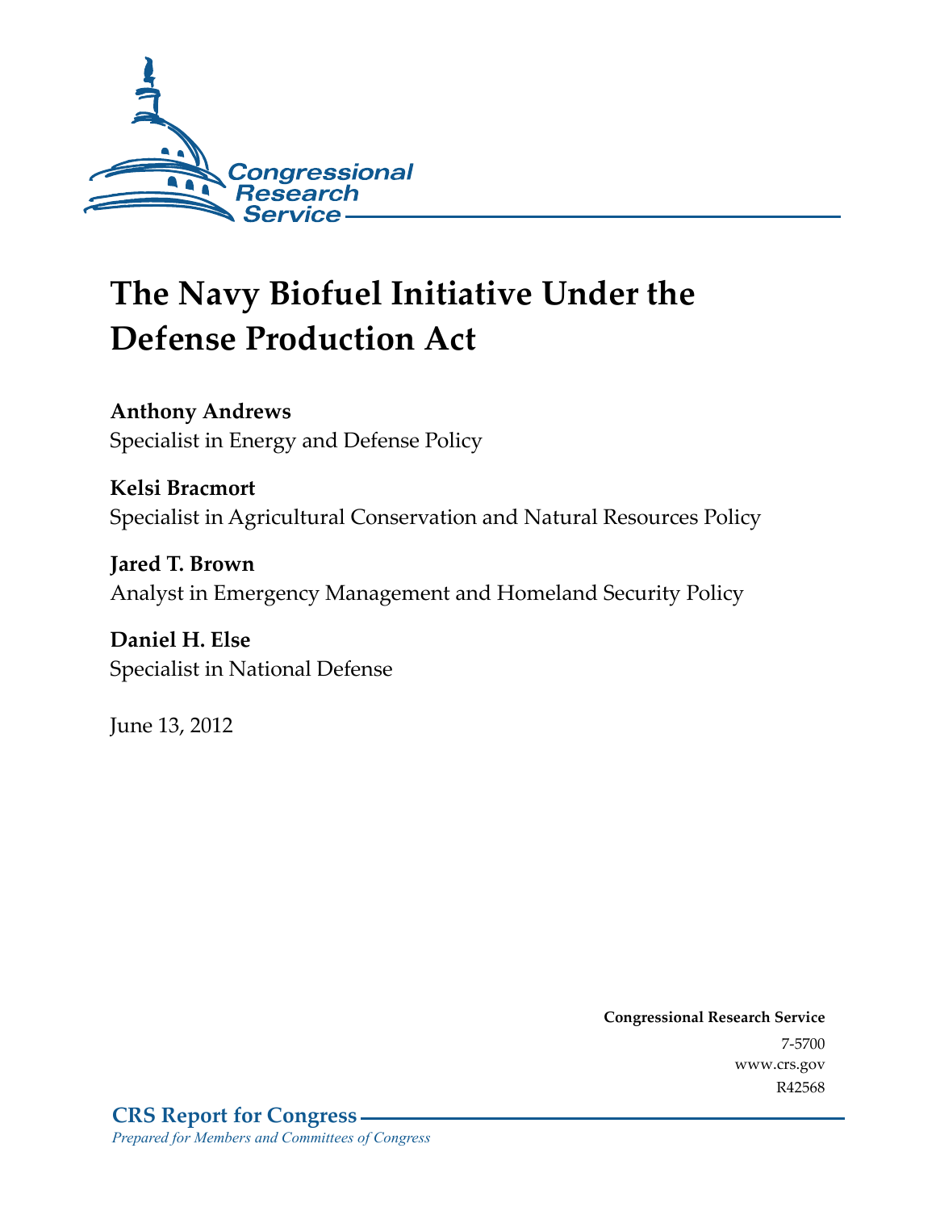Congressional Research Service

# The Navy Biofuel Initiative Under the Defense Production Act

**Anthony Andrews**
Specialist in Energy and Defense Policy

**Kelsi Bracmort**
Specialist in Agricultural Conservation and Natural Resources Policy

**Jared T. Brown**
Analyst in Emergency Management and Homeland Security Policy

**Daniel H. Else**
Specialist in National Defense

June 13, 2012

**Congressional Research Service**
7-5700
www.crs.gov
R42568

**CRS Report for Congress**
*Prepared for Members and Committees of Congress*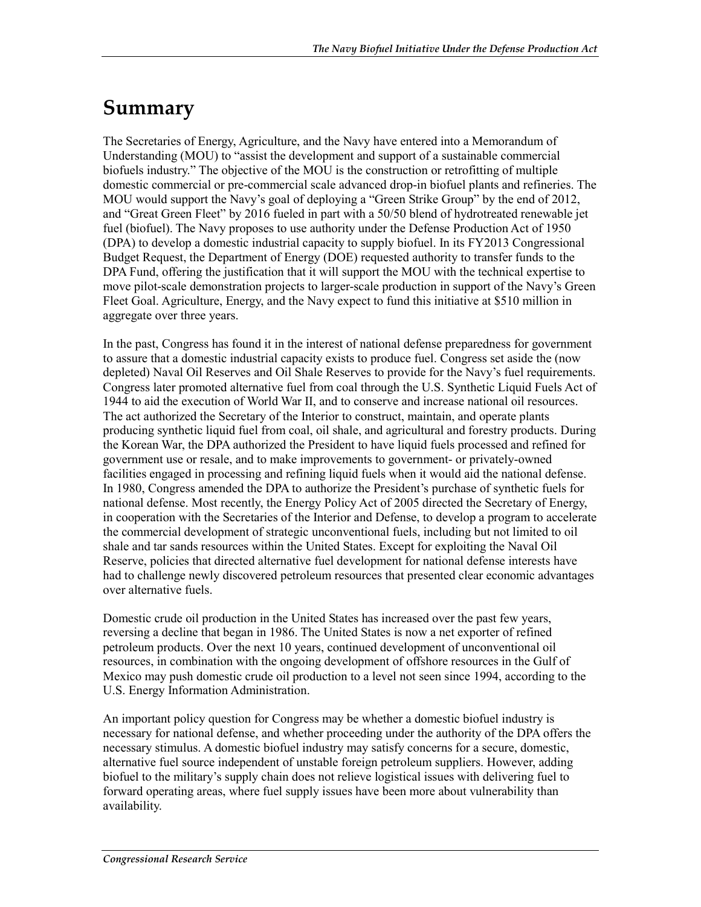# Summary

The Secretaries of Energy, Agriculture, and the Navy have entered into a Memorandum of Understanding (MOU) to "assist the development and support of a sustainable commercial biofuels industry." The objective of the MOU is the construction or retrofitting of multiple domestic commercial or pre-commercial scale advanced drop-in biofuel plants and refineries. The MOU would support the Navy's goal of deploying a "Green Strike Group" by the end of 2012, and "Great Green Fleet" by 2016 fueled in part with a 50/50 blend of hydrotreated renewable jet fuel (biofuel). The Navy proposes to use authority under the Defense Production Act of 1950 (DPA) to develop a domestic industrial capacity to supply biofuel. In its FY2013 Congressional Budget Request, the Department of Energy (DOE) requested authority to transfer funds to the DPA Fund, offering the justification that it will support the MOU with the technical expertise to move pilot-scale demonstration projects to larger-scale production in support of the Navy's Green Fleet Goal. Agriculture, Energy, and the Navy expect to fund this initiative at $510 million in aggregate over three years.

In the past, Congress has found it in the interest of national defense preparedness for government to assure that a domestic industrial capacity exists to produce fuel. Congress set aside the (now depleted) Naval Oil Reserves and Oil Shale Reserves to provide for the Navy's fuel requirements. Congress later promoted alternative fuel from coal through the U.S. Synthetic Liquid Fuels Act of 1944 to aid the execution of World War II, and to conserve and increase national oil resources. The act authorized the Secretary of the Interior to construct, maintain, and operate plants producing synthetic liquid fuel from coal, oil shale, and agricultural and forestry products. During the Korean War, the DPA authorized the President to have liquid fuels processed and refined for government use or resale, and to make improvements to government- or privately-owned facilities engaged in processing and refining liquid fuels when it would aid the national defense. In 1980, Congress amended the DPA to authorize the President's purchase of synthetic fuels for national defense. Most recently, the Energy Policy Act of 2005 directed the Secretary of Energy, in cooperation with the Secretaries of the Interior and Defense, to develop a program to accelerate the commercial development of strategic unconventional fuels, including but not limited to oil shale and tar sands resources within the United States. Except for exploiting the Naval Oil Reserve, policies that directed alternative fuel development for national defense interests have had to challenge newly discovered petroleum resources that presented clear economic advantages over alternative fuels.

Domestic crude oil production in the United States has increased over the past few years, reversing a decline that began in 1986. The United States is now a net exporter of refined petroleum products. Over the next 10 years, continued development of unconventional oil resources, in combination with the ongoing development of offshore resources in the Gulf of Mexico may push domestic crude oil production to a level not seen since 1994, according to the U.S. Energy Information Administration.

An important policy question for Congress may be whether a domestic biofuel industry is necessary for national defense, and whether proceeding under the authority of the DPA offers the necessary stimulus. A domestic biofuel industry may satisfy concerns for a secure, domestic, alternative fuel source independent of unstable foreign petroleum suppliers. However, adding biofuel to the military's supply chain does not relieve logistical issues with delivering fuel to forward operating areas, where fuel supply issues have been more about vulnerability than availability.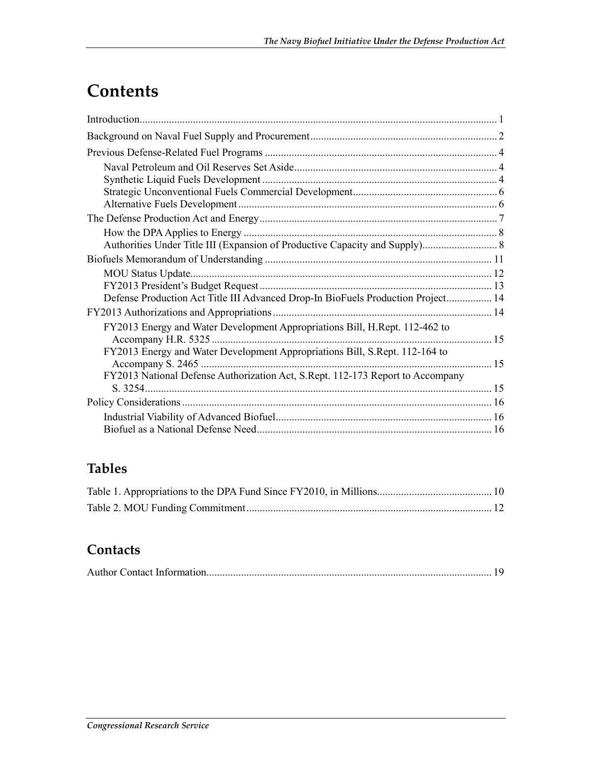# Contents

Introduction..................................................................................................................................... 1

Background on Naval Fuel Supply and Procurement..................................................................... 2

Previous Defense-Related Fuel Programs ...................................................................................... 4

- Naval Petroleum and Oil Reserves Set Aside........................................................................... 4
- Synthetic Liquid Fuels Development ....................................................................................... 4
- Strategic Unconventional Fuels Commercial Development...................................................... 6
- Alternative Fuels Development ................................................................................................ 6

The Defense Production Act and Energy......................................................................................... 7

- How the DPA Applies to Energy .............................................................................................. 8
- Authorities Under Title III (Expansion of Productive Capacity and Supply)............................ 8

Biofuels Memorandum of Understanding .................................................................................... 11

- MOU Status Update................................................................................................................ 12
- FY2013 President's Budget Request ...................................................................................... 13
- Defense Production Act Title III Advanced Drop-In BioFuels Production Project................. 14

FY2013 Authorizations and Appropriations ................................................................................. 14

- FY2013 Energy and Water Development Appropriations Bill, H.Rept. 112-462 to Accompany H.R. 5325 ........................................................................................................ 15
- FY2013 Energy and Water Development Appropriations Bill, S.Rept. 112-164 to Accompany S. 2465 ............................................................................................................ 15
- FY2013 National Defense Authorization Act, S.Rept. 112-173 Report to Accompany S. 3254.................................................................................................................................. 15

Policy Considerations ................................................................................................................... 16

- Industrial Viability of Advanced Biofuel................................................................................ 16
- Biofuel as a National Defense Need....................................................................................... 16

## Tables

Table 1. Appropriations to the DPA Fund Since FY2010, in Millions........................................... 10

Table 2. MOU Funding Commitment........................................................................................... 12

## Contacts

Author Contact Information.......................................................................................................... 19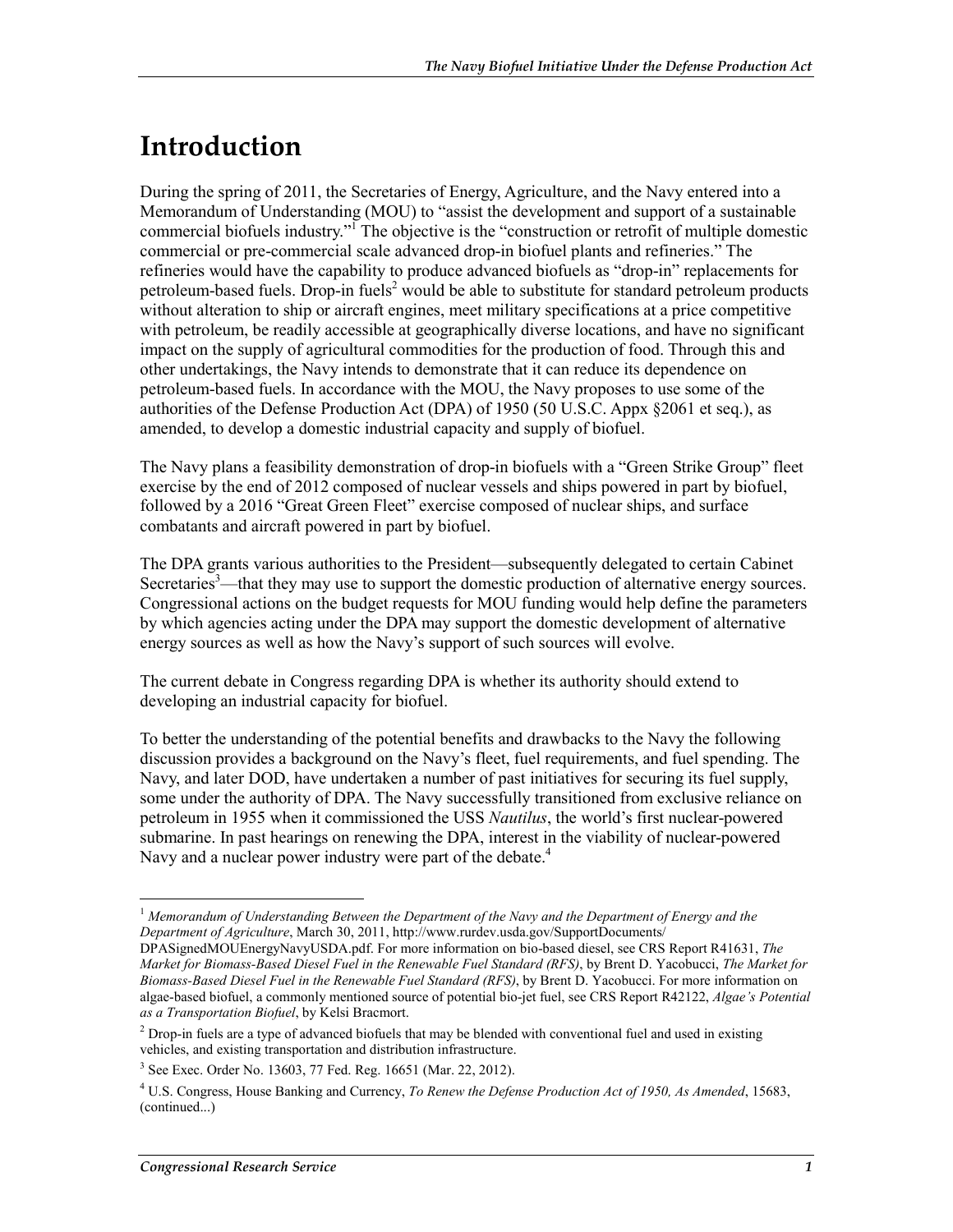# Introduction

During the spring of 2011, the Secretaries of Energy, Agriculture, and the Navy entered into a Memorandum of Understanding (MOU) to "assist the development and support of a sustainable commercial biofuels industry."[1] The objective is the "construction or retrofit of multiple domestic commercial or pre-commercial scale advanced drop-in biofuel plants and refineries." The refineries would have the capability to produce advanced biofuels as "drop-in" replacements for petroleum-based fuels. Drop-in fuels[2] would be able to substitute for standard petroleum products without alteration to ship or aircraft engines, meet military specifications at a price competitive with petroleum, be readily accessible at geographically diverse locations, and have no significant impact on the supply of agricultural commodities for the production of food. Through this and other undertakings, the Navy intends to demonstrate that it can reduce its dependence on petroleum-based fuels. In accordance with the MOU, the Navy proposes to use some of the authorities of the Defense Production Act (DPA) of 1950 (50 U.S.C. Appx §2061 et seq.), as amended, to develop a domestic industrial capacity and supply of biofuel.

The Navy plans a feasibility demonstration of drop-in biofuels with a "Green Strike Group" fleet exercise by the end of 2012 composed of nuclear vessels and ships powered in part by biofuel, followed by a 2016 "Great Green Fleet" exercise composed of nuclear ships, and surface combatants and aircraft powered in part by biofuel.

The DPA grants various authorities to the President—subsequently delegated to certain Cabinet Secretaries[3]—that they may use to support the domestic production of alternative energy sources. Congressional actions on the budget requests for MOU funding would help define the parameters by which agencies acting under the DPA may support the domestic development of alternative energy sources as well as how the Navy's support of such sources will evolve.

The current debate in Congress regarding DPA is whether its authority should extend to developing an industrial capacity for biofuel.

To better the understanding of the potential benefits and drawbacks to the Navy the following discussion provides a background on the Navy's fleet, fuel requirements, and fuel spending. The Navy, and later DOD, have undertaken a number of past initiatives for securing its fuel supply, some under the authority of DPA. The Navy successfully transitioned from exclusive reliance on petroleum in 1955 when it commissioned the USS *Nautilus*, the world's first nuclear-powered submarine. In past hearings on renewing the DPA, interest in the viability of nuclear-powered Navy and a nuclear power industry were part of the debate.[4]

---

[1] *Memorandum of Understanding Between the Department of the Navy and the Department of Energy and the Department of Agriculture*, March 30, 2011, http://www.rurdev.usda.gov/SupportDocuments/DPASignedMOUEnergyNavyUSDA.pdf. For more information on bio-based diesel, see CRS Report R41631, *The Market for Biomass-Based Diesel Fuel in the Renewable Fuel Standard (RFS)*, by Brent D. Yacobucci, *The Market for Biomass-Based Diesel Fuel in the Renewable Fuel Standard (RFS)*, by Brent D. Yacobucci. For more information on algae-based biofuel, a commonly mentioned source of potential bio-jet fuel, see CRS Report R42122, *Algae's Potential as a Transportation Biofuel*, by Kelsi Bracmort.

[2] Drop-in fuels are a type of advanced biofuels that may be blended with conventional fuel and used in existing vehicles, and existing transportation and distribution infrastructure.

[3] See Exec. Order No. 13603, 77 Fed. Reg. 16651 (Mar. 22, 2012).

[4] U.S. Congress, House Banking and Currency, *To Renew the Defense Production Act of 1950, As Amended*, 15683, (continued...)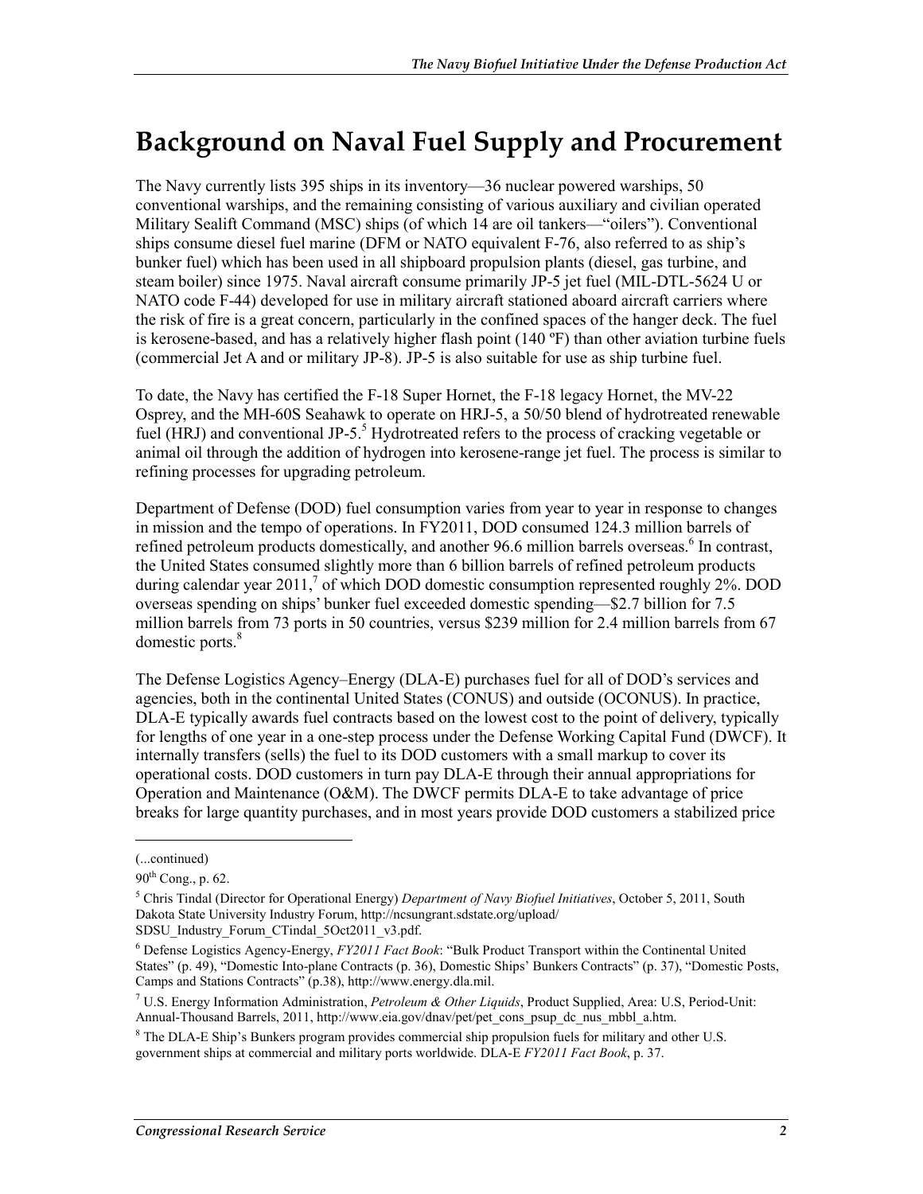# Background on Naval Fuel Supply and Procurement

The Navy currently lists 395 ships in its inventory—36 nuclear powered warships, 50 conventional warships, and the remaining consisting of various auxiliary and civilian operated Military Sealift Command (MSC) ships (of which 14 are oil tankers—"oilers"). Conventional ships consume diesel fuel marine (DFM or NATO equivalent F-76, also referred to as ship's bunker fuel) which has been used in all shipboard propulsion plants (diesel, gas turbine, and steam boiler) since 1975. Naval aircraft consume primarily JP-5 jet fuel (MIL-DTL-5624 U or NATO code F-44) developed for use in military aircraft stationed aboard aircraft carriers where the risk of fire is a great concern, particularly in the confined spaces of the hanger deck. The fuel is kerosene-based, and has a relatively higher flash point (140 ºF) than other aviation turbine fuels (commercial Jet A and or military JP-8). JP-5 is also suitable for use as ship turbine fuel.

To date, the Navy has certified the F-18 Super Hornet, the F-18 legacy Hornet, the MV-22 Osprey, and the MH-60S Seahawk to operate on HRJ-5, a 50/50 blend of hydrotreated renewable fuel (HRJ) and conventional JP-5.[5] Hydrotreated refers to the process of cracking vegetable or animal oil through the addition of hydrogen into kerosene-range jet fuel. The process is similar to refining processes for upgrading petroleum.

Department of Defense (DOD) fuel consumption varies from year to year in response to changes in mission and the tempo of operations. In FY2011, DOD consumed 124.3 million barrels of refined petroleum products domestically, and another 96.6 million barrels overseas.[6] In contrast, the United States consumed slightly more than 6 billion barrels of refined petroleum products during calendar year 2011,[7] of which DOD domestic consumption represented roughly 2%. DOD overseas spending on ships' bunker fuel exceeded domestic spending—$2.7 billion for 7.5 million barrels from 73 ports in 50 countries, versus $239 million for 2.4 million barrels from 67 domestic ports.[8]

The Defense Logistics Agency–Energy (DLA-E) purchases fuel for all of DOD's services and agencies, both in the continental United States (CONUS) and outside (OCONUS). In practice, DLA-E typically awards fuel contracts based on the lowest cost to the point of delivery, typically for lengths of one year in a one-step process under the Defense Working Capital Fund (DWCF). It internally transfers (sells) the fuel to its DOD customers with a small markup to cover its operational costs. DOD customers in turn pay DLA-E through their annual appropriations for Operation and Maintenance (O&M). The DWCF permits DLA-E to take advantage of price breaks for large quantity purchases, and in most years provide DOD customers a stabilized price

---

(...continued)

90th Cong., p. 62.

[5] Chris Tindal (Director for Operational Energy) *Department of Navy Biofuel Initiatives*, October 5, 2011, South Dakota State University Industry Forum, http://ncsungrant.sdstate.org/upload/SDSU_Industry_Forum_CTindal_5Oct2011_v3.pdf.

[6] Defense Logistics Agency-Energy, *FY2011 Fact Book*: "Bulk Product Transport within the Continental United States" (p. 49), "Domestic Into-plane Contracts (p. 36), Domestic Ships' Bunkers Contracts" (p. 37), "Domestic Posts, Camps and Stations Contracts" (p.38), http://www.energy.dla.mil.

[7] U.S. Energy Information Administration, *Petroleum & Other Liquids*, Product Supplied, Area: U.S, Period-Unit: Annual-Thousand Barrels, 2011, http://www.eia.gov/dnav/pet/pet_cons_psup_dc_nus_mbbl_a.htm.

[8] The DLA-E Ship's Bunkers program provides commercial ship propulsion fuels for military and other U.S. government ships at commercial and military ports worldwide. DLA-E *FY2011 Fact Book*, p. 37.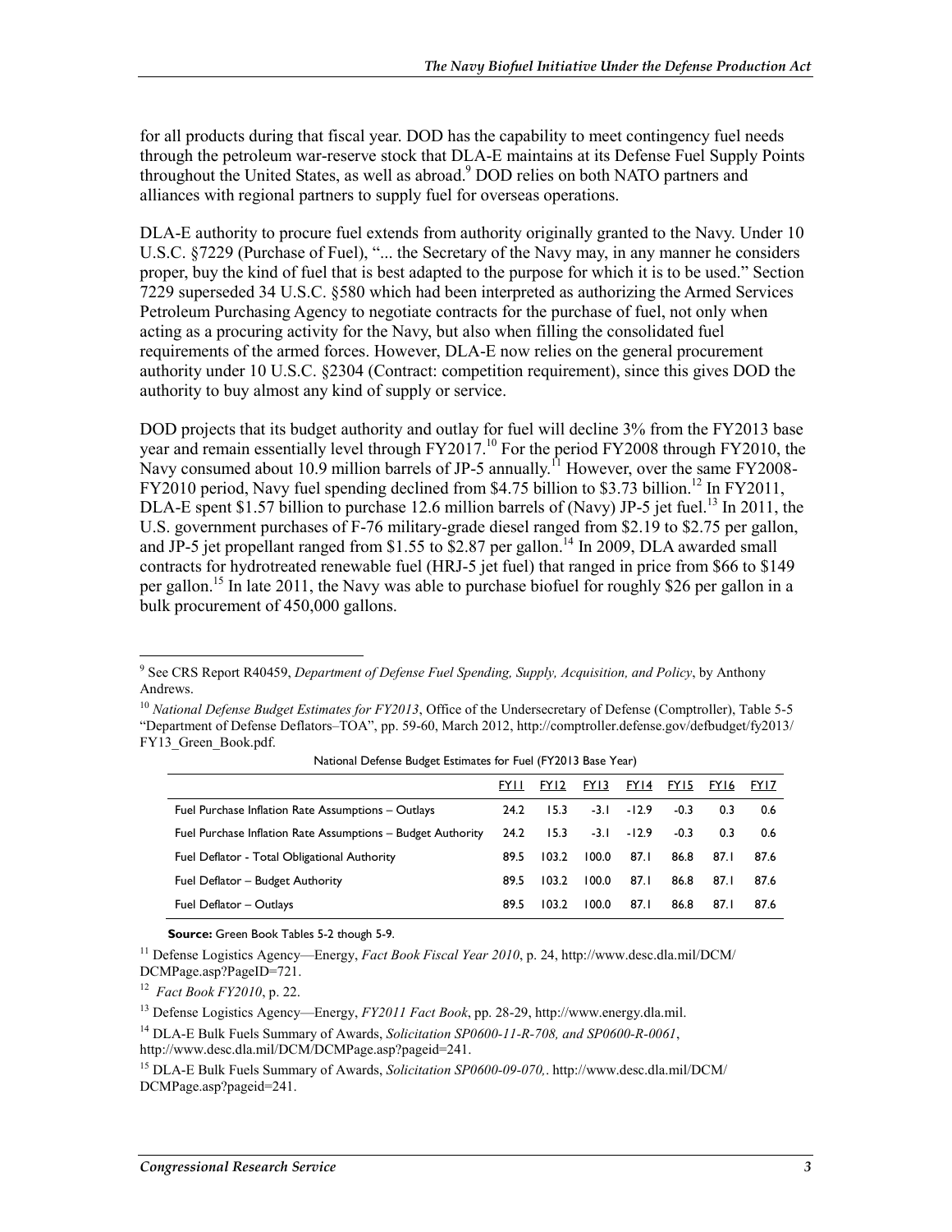for all products during that fiscal year. DOD has the capability to meet contingency fuel needs through the petroleum war-reserve stock that DLA-E maintains at its Defense Fuel Supply Points throughout the United States, as well as abroad.[9] DOD relies on both NATO partners and alliances with regional partners to supply fuel for overseas operations.

DLA-E authority to procure fuel extends from authority originally granted to the Navy. Under 10 U.S.C. §7229 (Purchase of Fuel), "... the Secretary of the Navy may, in any manner he considers proper, buy the kind of fuel that is best adapted to the purpose for which it is to be used." Section 7229 superseded 34 U.S.C. §580 which had been interpreted as authorizing the Armed Services Petroleum Purchasing Agency to negotiate contracts for the purchase of fuel, not only when acting as a procuring activity for the Navy, but also when filling the consolidated fuel requirements of the armed forces. However, DLA-E now relies on the general procurement authority under 10 U.S.C. §2304 (Contract: competition requirement), since this gives DOD the authority to buy almost any kind of supply or service.

DOD projects that its budget authority and outlay for fuel will decline 3% from the FY2013 base year and remain essentially level through FY2017.[10] For the period FY2008 through FY2010, the Navy consumed about 10.9 million barrels of JP-5 annually.[11] However, over the same FY2008-FY2010 period, Navy fuel spending declined from $4.75 billion to $3.73 billion.[12] In FY2011, DLA-E spent $1.57 billion to purchase 12.6 million barrels of (Navy) JP-5 jet fuel.[13] In 2011, the U.S. government purchases of F-76 military-grade diesel ranged from $2.19 to $2.75 per gallon, and JP-5 jet propellant ranged from $1.55 to $2.87 per gallon.[14] In 2009, DLA awarded small contracts for hydrotreated renewable fuel (HRJ-5 jet fuel) that ranged in price from $66 to $149 per gallon.[15] In late 2011, the Navy was able to purchase biofuel for roughly $26 per gallon in a bulk procurement of 450,000 gallons.

---

[9] See CRS Report R40459, *Department of Defense Fuel Spending, Supply, Acquisition, and Policy*, by Anthony Andrews.

[10] *National Defense Budget Estimates for FY2013*, Office of the Undersecretary of Defense (Comptroller), Table 5-5 "Department of Defense Deflators–TOA", pp. 59-60, March 2012, http://comptroller.defense.gov/defbudget/fy2013/FY13_Green_Book.pdf.

National Defense Budget Estimates for Fuel (FY2013 Base Year)

| | FY11 | FY12 | FY13 | FY14 | FY15 | FY16 | FY17 |
|---|---|---|---|---|---|---|---|
| Fuel Purchase Inflation Rate Assumptions – Outlays | 24.2 | 15.3 | -3.1 | -12.9 | -0.3 | 0.3 | 0.6 |
| Fuel Purchase Inflation Rate Assumptions – Budget Authority | 24.2 | 15.3 | -3.1 | -12.9 | -0.3 | 0.3 | 0.6 |
| Fuel Deflator - Total Obligational Authority | 89.5 | 103.2 | 100.0 | 87.1 | 86.8 | 87.1 | 87.6 |
| Fuel Deflator – Budget Authority | 89.5 | 103.2 | 100.0 | 87.1 | 86.8 | 87.1 | 87.6 |
| Fuel Deflator – Outlays | 89.5 | 103.2 | 100.0 | 87.1 | 86.8 | 87.1 | 87.6 |

**Source:** Green Book Tables 5-2 though 5-9.

[11] Defense Logistics Agency—Energy, *Fact Book Fiscal Year 2010*, p. 24, http://www.desc.dla.mil/DCM/DCMPage.asp?PageID=721.

[12] *Fact Book FY2010*, p. 22.

[13] Defense Logistics Agency—Energy, *FY2011 Fact Book*, pp. 28-29, http://www.energy.dla.mil.

[14] DLA-E Bulk Fuels Summary of Awards, *Solicitation SP0600-11-R-708, and SP0600-R-0061*, http://www.desc.dla.mil/DCM/DCMPage.asp?pageid=241.

[15] DLA-E Bulk Fuels Summary of Awards, *Solicitation SP0600-09-070,*. http://www.desc.dla.mil/DCM/DCMPage.asp?pageid=241.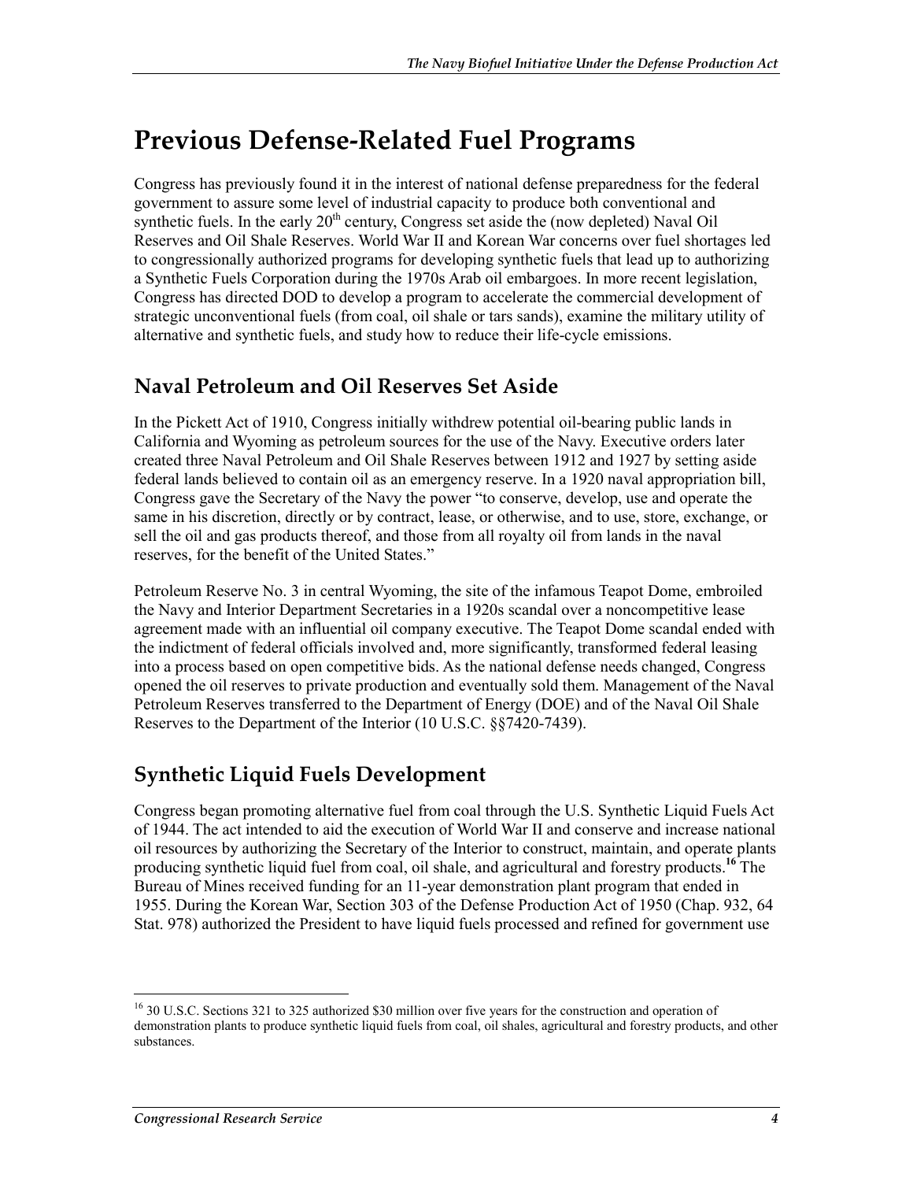# Previous Defense-Related Fuel Programs

Congress has previously found it in the interest of national defense preparedness for the federal government to assure some level of industrial capacity to produce both conventional and synthetic fuels. In the early 20th century, Congress set aside the (now depleted) Naval Oil Reserves and Oil Shale Reserves. World War II and Korean War concerns over fuel shortages led to congressionally authorized programs for developing synthetic fuels that lead up to authorizing a Synthetic Fuels Corporation during the 1970s Arab oil embargoes. In more recent legislation, Congress has directed DOD to develop a program to accelerate the commercial development of strategic unconventional fuels (from coal, oil shale or tars sands), examine the military utility of alternative and synthetic fuels, and study how to reduce their life-cycle emissions.

## Naval Petroleum and Oil Reserves Set Aside

In the Pickett Act of 1910, Congress initially withdrew potential oil-bearing public lands in California and Wyoming as petroleum sources for the use of the Navy. Executive orders later created three Naval Petroleum and Oil Shale Reserves between 1912 and 1927 by setting aside federal lands believed to contain oil as an emergency reserve. In a 1920 naval appropriation bill, Congress gave the Secretary of the Navy the power "to conserve, develop, use and operate the same in his discretion, directly or by contract, lease, or otherwise, and to use, store, exchange, or sell the oil and gas products thereof, and those from all royalty oil from lands in the naval reserves, for the benefit of the United States."

Petroleum Reserve No. 3 in central Wyoming, the site of the infamous Teapot Dome, embroiled the Navy and Interior Department Secretaries in a 1920s scandal over a noncompetitive lease agreement made with an influential oil company executive. The Teapot Dome scandal ended with the indictment of federal officials involved and, more significantly, transformed federal leasing into a process based on open competitive bids. As the national defense needs changed, Congress opened the oil reserves to private production and eventually sold them. Management of the Naval Petroleum Reserves transferred to the Department of Energy (DOE) and of the Naval Oil Shale Reserves to the Department of the Interior (10 U.S.C. §§7420-7439).

## Synthetic Liquid Fuels Development

Congress began promoting alternative fuel from coal through the U.S. Synthetic Liquid Fuels Act of 1944. The act intended to aid the execution of World War II and conserve and increase national oil resources by authorizing the Secretary of the Interior to construct, maintain, and operate plants producing synthetic liquid fuel from coal, oil shale, and agricultural and forestry products.[16] The Bureau of Mines received funding for an 11-year demonstration plant program that ended in 1955. During the Korean War, Section 303 of the Defense Production Act of 1950 (Chap. 932, 64 Stat. 978) authorized the President to have liquid fuels processed and refined for government use

[16] 30 U.S.C. Sections 321 to 325 authorized $30 million over five years for the construction and operation of demonstration plants to produce synthetic liquid fuels from coal, oil shales, agricultural and forestry products, and other substances.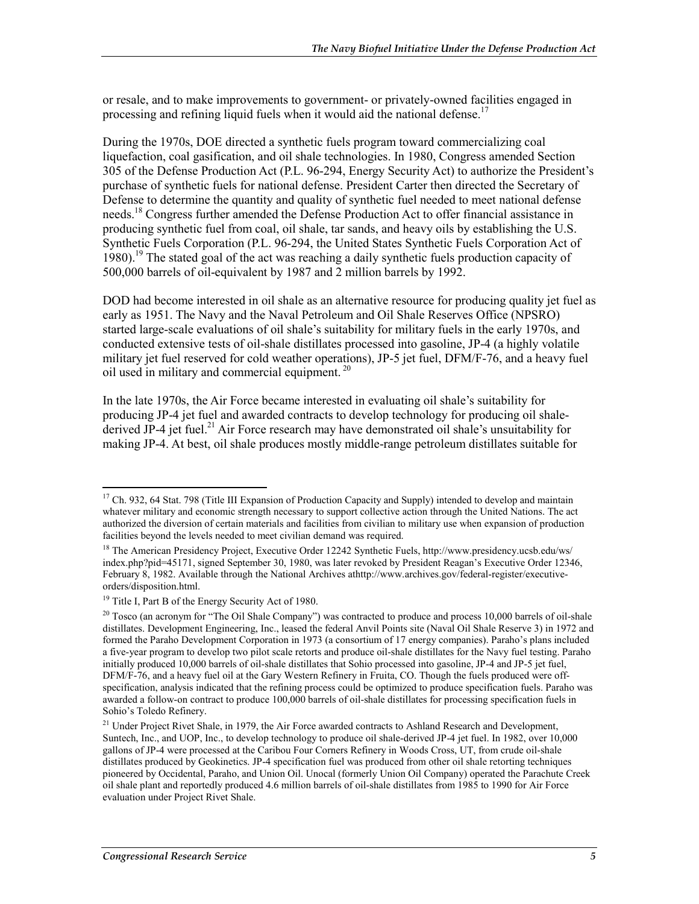or resale, and to make improvements to government- or privately-owned facilities engaged in processing and refining liquid fuels when it would aid the national defense.[17]

During the 1970s, DOE directed a synthetic fuels program toward commercializing coal liquefaction, coal gasification, and oil shale technologies. In 1980, Congress amended Section 305 of the Defense Production Act (P.L. 96-294, Energy Security Act) to authorize the President's purchase of synthetic fuels for national defense. President Carter then directed the Secretary of Defense to determine the quantity and quality of synthetic fuel needed to meet national defense needs.[18] Congress further amended the Defense Production Act to offer financial assistance in producing synthetic fuel from coal, oil shale, tar sands, and heavy oils by establishing the U.S. Synthetic Fuels Corporation (P.L. 96-294, the United States Synthetic Fuels Corporation Act of 1980).[19] The stated goal of the act was reaching a daily synthetic fuels production capacity of 500,000 barrels of oil-equivalent by 1987 and 2 million barrels by 1992.

DOD had become interested in oil shale as an alternative resource for producing quality jet fuel as early as 1951. The Navy and the Naval Petroleum and Oil Shale Reserves Office (NPSRO) started large-scale evaluations of oil shale's suitability for military fuels in the early 1970s, and conducted extensive tests of oil-shale distillates processed into gasoline, JP-4 (a highly volatile military jet fuel reserved for cold weather operations), JP-5 jet fuel, DFM/F-76, and a heavy fuel oil used in military and commercial equipment.[20]

In the late 1970s, the Air Force became interested in evaluating oil shale's suitability for producing JP-4 jet fuel and awarded contracts to develop technology for producing oil shale-derived JP-4 jet fuel.[21] Air Force research may have demonstrated oil shale's unsuitability for making JP-4. At best, oil shale produces mostly middle-range petroleum distillates suitable for

---

[17] Ch. 932, 64 Stat. 798 (Title III Expansion of Production Capacity and Supply) intended to develop and maintain whatever military and economic strength necessary to support collective action through the United Nations. The act authorized the diversion of certain materials and facilities from civilian to military use when expansion of production facilities beyond the levels needed to meet civilian demand was required.

[18] The American Presidency Project, Executive Order 12242 Synthetic Fuels, http://www.presidency.ucsb.edu/ws/index.php?pid=45171, signed September 30, 1980, was later revoked by President Reagan's Executive Order 12346, February 8, 1982. Available through the National Archives athttp://www.archives.gov/federal-register/executive-orders/disposition.html.

[19] Title I, Part B of the Energy Security Act of 1980.

[20] Tosco (an acronym for "The Oil Shale Company") was contracted to produce and process 10,000 barrels of oil-shale distillates. Development Engineering, Inc., leased the federal Anvil Points site (Naval Oil Shale Reserve 3) in 1972 and formed the Paraho Development Corporation in 1973 (a consortium of 17 energy companies). Paraho's plans included a five-year program to develop two pilot scale retorts and produce oil-shale distillates for the Navy fuel testing. Paraho initially produced 10,000 barrels of oil-shale distillates that Sohio processed into gasoline, JP-4 and JP-5 jet fuel, DFM/F-76, and a heavy fuel oil at the Gary Western Refinery in Fruita, CO. Though the fuels produced were off-specification, analysis indicated that the refining process could be optimized to produce specification fuels. Paraho was awarded a follow-on contract to produce 100,000 barrels of oil-shale distillates for processing specification fuels in Sohio's Toledo Refinery.

[21] Under Project Rivet Shale, in 1979, the Air Force awarded contracts to Ashland Research and Development, Suntech, Inc., and UOP, Inc., to develop technology to produce oil shale-derived JP-4 jet fuel. In 1982, over 10,000 gallons of JP-4 were processed at the Caribou Four Corners Refinery in Woods Cross, UT, from crude oil-shale distillates produced by Geokinetics. JP-4 specification fuel was produced from other oil shale retorting techniques pioneered by Occidental, Paraho, and Union Oil. Unocal (formerly Union Oil Company) operated the Parachute Creek oil shale plant and reportedly produced 4.6 million barrels of oil-shale distillates from 1985 to 1990 for Air Force evaluation under Project Rivet Shale.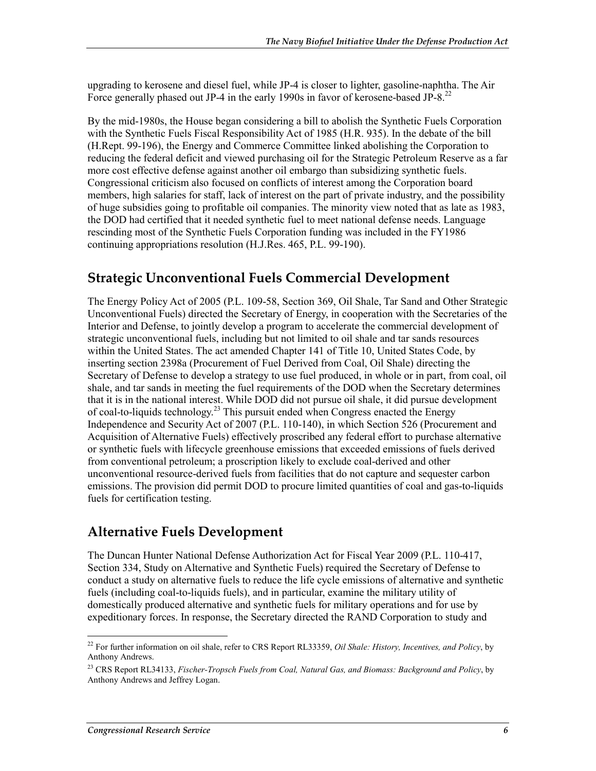upgrading to kerosene and diesel fuel, while JP-4 is closer to lighter, gasoline-naphtha. The Air Force generally phased out JP-4 in the early 1990s in favor of kerosene-based JP-8.[22]

By the mid-1980s, the House began considering a bill to abolish the Synthetic Fuels Corporation with the Synthetic Fuels Fiscal Responsibility Act of 1985 (H.R. 935). In the debate of the bill (H.Rept. 99-196), the Energy and Commerce Committee linked abolishing the Corporation to reducing the federal deficit and viewed purchasing oil for the Strategic Petroleum Reserve as a far more cost effective defense against another oil embargo than subsidizing synthetic fuels. Congressional criticism also focused on conflicts of interest among the Corporation board members, high salaries for staff, lack of interest on the part of private industry, and the possibility of huge subsidies going to profitable oil companies. The minority view noted that as late as 1983, the DOD had certified that it needed synthetic fuel to meet national defense needs. Language rescinding most of the Synthetic Fuels Corporation funding was included in the FY1986 continuing appropriations resolution (H.J.Res. 465, P.L. 99-190).

## Strategic Unconventional Fuels Commercial Development

The Energy Policy Act of 2005 (P.L. 109-58, Section 369, Oil Shale, Tar Sand and Other Strategic Unconventional Fuels) directed the Secretary of Energy, in cooperation with the Secretaries of the Interior and Defense, to jointly develop a program to accelerate the commercial development of strategic unconventional fuels, including but not limited to oil shale and tar sands resources within the United States. The act amended Chapter 141 of Title 10, United States Code, by inserting section 2398a (Procurement of Fuel Derived from Coal, Oil Shale) directing the Secretary of Defense to develop a strategy to use fuel produced, in whole or in part, from coal, oil shale, and tar sands in meeting the fuel requirements of the DOD when the Secretary determines that it is in the national interest. While DOD did not pursue oil shale, it did pursue development of coal-to-liquids technology.[23] This pursuit ended when Congress enacted the Energy Independence and Security Act of 2007 (P.L. 110-140), in which Section 526 (Procurement and Acquisition of Alternative Fuels) effectively proscribed any federal effort to purchase alternative or synthetic fuels with lifecycle greenhouse emissions that exceeded emissions of fuels derived from conventional petroleum; a proscription likely to exclude coal-derived and other unconventional resource-derived fuels from facilities that do not capture and sequester carbon emissions. The provision did permit DOD to procure limited quantities of coal and gas-to-liquids fuels for certification testing.

## Alternative Fuels Development

The Duncan Hunter National Defense Authorization Act for Fiscal Year 2009 (P.L. 110-417, Section 334, Study on Alternative and Synthetic Fuels) required the Secretary of Defense to conduct a study on alternative fuels to reduce the life cycle emissions of alternative and synthetic fuels (including coal-to-liquids fuels), and in particular, examine the military utility of domestically produced alternative and synthetic fuels for military operations and for use by expeditionary forces. In response, the Secretary directed the RAND Corporation to study and

---

[22] For further information on oil shale, refer to CRS Report RL33359, *Oil Shale: History, Incentives, and Policy*, by Anthony Andrews.

[23] CRS Report RL34133, *Fischer-Tropsch Fuels from Coal, Natural Gas, and Biomass: Background and Policy*, by Anthony Andrews and Jeffrey Logan.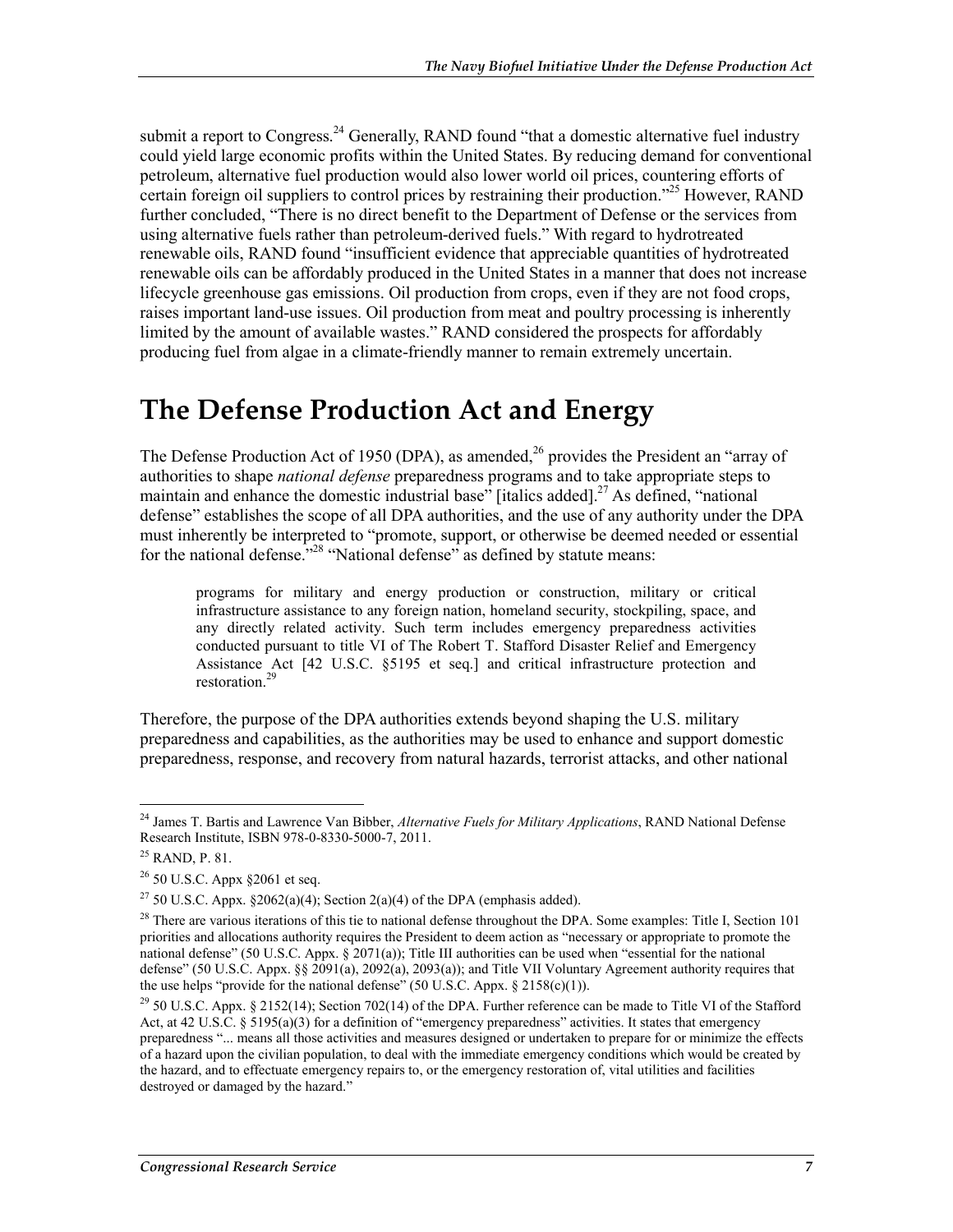submit a report to Congress.[24] Generally, RAND found "that a domestic alternative fuel industry could yield large economic profits within the United States. By reducing demand for conventional petroleum, alternative fuel production would also lower world oil prices, countering efforts of certain foreign oil suppliers to control prices by restraining their production."[25] However, RAND further concluded, "There is no direct benefit to the Department of Defense or the services from using alternative fuels rather than petroleum-derived fuels." With regard to hydrotreated renewable oils, RAND found "insufficient evidence that appreciable quantities of hydrotreated renewable oils can be affordably produced in the United States in a manner that does not increase lifecycle greenhouse gas emissions. Oil production from crops, even if they are not food crops, raises important land-use issues. Oil production from meat and poultry processing is inherently limited by the amount of available wastes." RAND considered the prospects for affordably producing fuel from algae in a climate-friendly manner to remain extremely uncertain.

# The Defense Production Act and Energy

The Defense Production Act of 1950 (DPA), as amended,[26] provides the President an "array of authorities to shape *national defense* preparedness programs and to take appropriate steps to maintain and enhance the domestic industrial base" [italics added].[27] As defined, "national defense" establishes the scope of all DPA authorities, and the use of any authority under the DPA must inherently be interpreted to "promote, support, or otherwise be deemed needed or essential for the national defense."[28] "National defense" as defined by statute means:

> programs for military and energy production or construction, military or critical infrastructure assistance to any foreign nation, homeland security, stockpiling, space, and any directly related activity. Such term includes emergency preparedness activities conducted pursuant to title VI of The Robert T. Stafford Disaster Relief and Emergency Assistance Act [42 U.S.C. §5195 et seq.] and critical infrastructure protection and restoration.[29]

Therefore, the purpose of the DPA authorities extends beyond shaping the U.S. military preparedness and capabilities, as the authorities may be used to enhance and support domestic preparedness, response, and recovery from natural hazards, terrorist attacks, and other national

---

[24] James T. Bartis and Lawrence Van Bibber, *Alternative Fuels for Military Applications*, RAND National Defense Research Institute, ISBN 978-0-8330-5000-7, 2011.

[25] RAND, P. 81.

[26] 50 U.S.C. Appx §2061 et seq.

[27] 50 U.S.C. Appx. §2062(a)(4); Section 2(a)(4) of the DPA (emphasis added).

[28] There are various iterations of this tie to national defense throughout the DPA. Some examples: Title I, Section 101 priorities and allocations authority requires the President to deem action as "necessary or appropriate to promote the national defense" (50 U.S.C. Appx. § 2071(a)); Title III authorities can be used when "essential for the national defense" (50 U.S.C. Appx. §§ 2091(a), 2092(a), 2093(a)); and Title VII Voluntary Agreement authority requires that the use helps "provide for the national defense" (50 U.S.C. Appx. § 2158(c)(1)).

[29] 50 U.S.C. Appx. § 2152(14); Section 702(14) of the DPA. Further reference can be made to Title VI of the Stafford Act, at 42 U.S.C. § 5195(a)(3) for a definition of "emergency preparedness" activities. It states that emergency preparedness "... means all those activities and measures designed or undertaken to prepare for or minimize the effects of a hazard upon the civilian population, to deal with the immediate emergency conditions which would be created by the hazard, and to effectuate emergency repairs to, or the emergency restoration of, vital utilities and facilities destroyed or damaged by the hazard."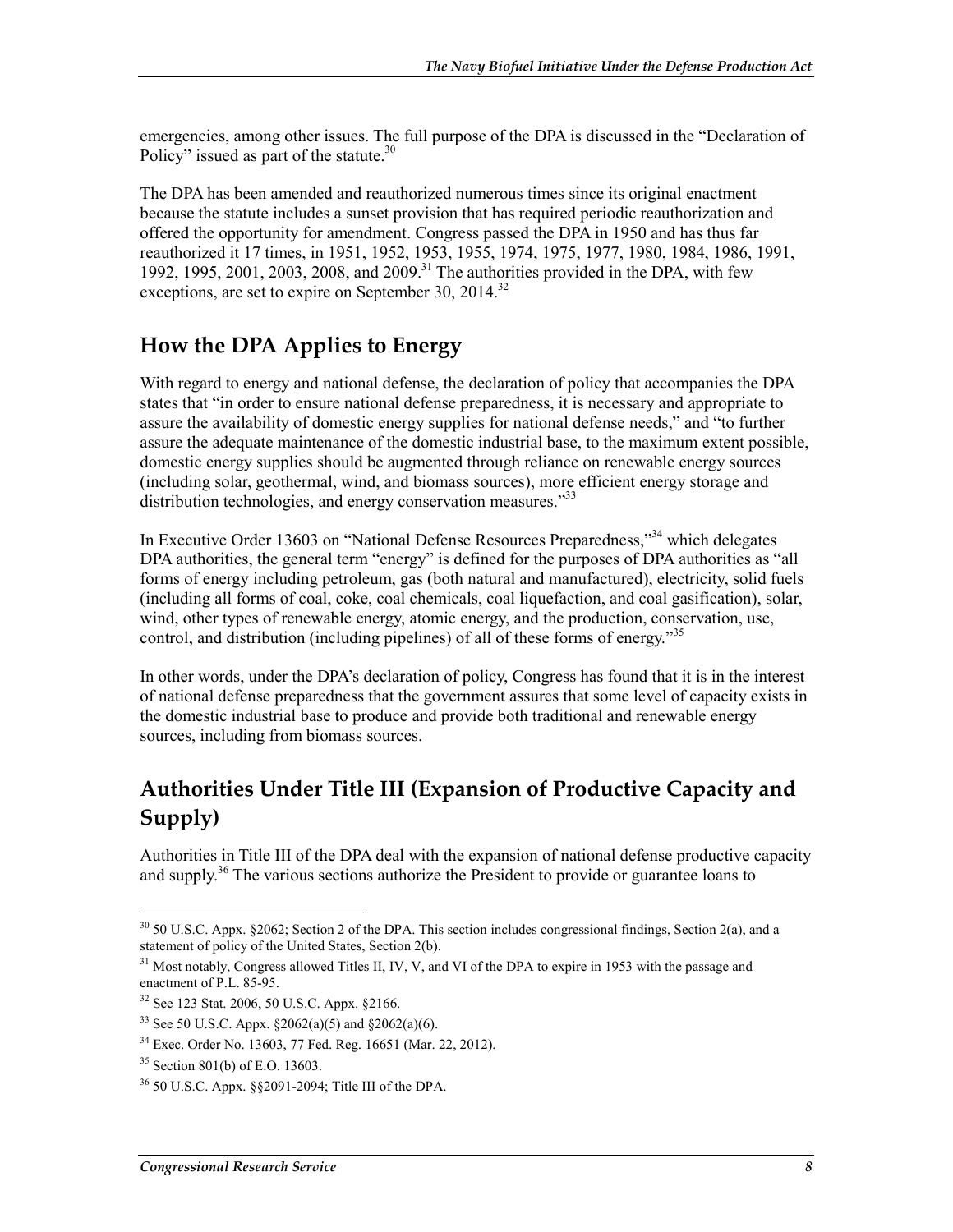emergencies, among other issues. The full purpose of the DPA is discussed in the "Declaration of Policy" issued as part of the statute.[30]

The DPA has been amended and reauthorized numerous times since its original enactment because the statute includes a sunset provision that has required periodic reauthorization and offered the opportunity for amendment. Congress passed the DPA in 1950 and has thus far reauthorized it 17 times, in 1951, 1952, 1953, 1955, 1974, 1975, 1977, 1980, 1984, 1986, 1991, 1992, 1995, 2001, 2003, 2008, and 2009.[31] The authorities provided in the DPA, with few exceptions, are set to expire on September 30, 2014.[32]

## How the DPA Applies to Energy

With regard to energy and national defense, the declaration of policy that accompanies the DPA states that "in order to ensure national defense preparedness, it is necessary and appropriate to assure the availability of domestic energy supplies for national defense needs," and "to further assure the adequate maintenance of the domestic industrial base, to the maximum extent possible, domestic energy supplies should be augmented through reliance on renewable energy sources (including solar, geothermal, wind, and biomass sources), more efficient energy storage and distribution technologies, and energy conservation measures."[33]

In Executive Order 13603 on "National Defense Resources Preparedness,"[34] which delegates DPA authorities, the general term "energy" is defined for the purposes of DPA authorities as "all forms of energy including petroleum, gas (both natural and manufactured), electricity, solid fuels (including all forms of coal, coke, coal chemicals, coal liquefaction, and coal gasification), solar, wind, other types of renewable energy, atomic energy, and the production, conservation, use, control, and distribution (including pipelines) of all of these forms of energy."[35]

In other words, under the DPA's declaration of policy, Congress has found that it is in the interest of national defense preparedness that the government assures that some level of capacity exists in the domestic industrial base to produce and provide both traditional and renewable energy sources, including from biomass sources.

## Authorities Under Title III (Expansion of Productive Capacity and Supply)

Authorities in Title III of the DPA deal with the expansion of national defense productive capacity and supply.[36] The various sections authorize the President to provide or guarantee loans to

---

[30] 50 U.S.C. Appx. §2062; Section 2 of the DPA. This section includes congressional findings, Section 2(a), and a statement of policy of the United States, Section 2(b).

[31] Most notably, Congress allowed Titles II, IV, V, and VI of the DPA to expire in 1953 with the passage and enactment of P.L. 85-95.

[32] See 123 Stat. 2006, 50 U.S.C. Appx. §2166.

[33] See 50 U.S.C. Appx. §2062(a)(5) and §2062(a)(6).

[34] Exec. Order No. 13603, 77 Fed. Reg. 16651 (Mar. 22, 2012).

[35] Section 801(b) of E.O. 13603.

[36] 50 U.S.C. Appx. §§2091-2094; Title III of the DPA.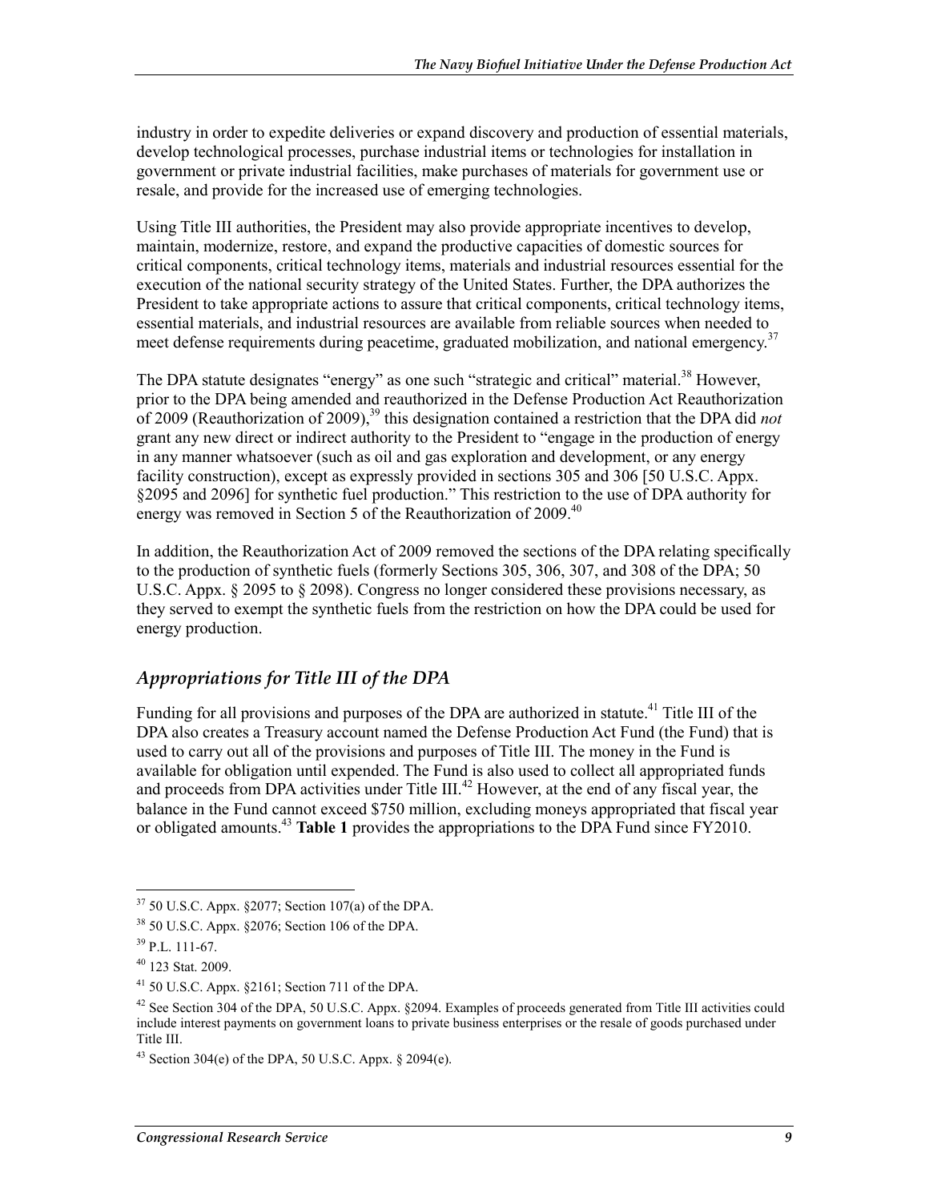industry in order to expedite deliveries or expand discovery and production of essential materials, develop technological processes, purchase industrial items or technologies for installation in government or private industrial facilities, make purchases of materials for government use or resale, and provide for the increased use of emerging technologies.

Using Title III authorities, the President may also provide appropriate incentives to develop, maintain, modernize, restore, and expand the productive capacities of domestic sources for critical components, critical technology items, materials and industrial resources essential for the execution of the national security strategy of the United States. Further, the DPA authorizes the President to take appropriate actions to assure that critical components, critical technology items, essential materials, and industrial resources are available from reliable sources when needed to meet defense requirements during peacetime, graduated mobilization, and national emergency.[37]

The DPA statute designates "energy" as one such "strategic and critical" material.[38] However, prior to the DPA being amended and reauthorized in the Defense Production Act Reauthorization of 2009 (Reauthorization of 2009),[39] this designation contained a restriction that the DPA did *not* grant any new direct or indirect authority to the President to "engage in the production of energy in any manner whatsoever (such as oil and gas exploration and development, or any energy facility construction), except as expressly provided in sections 305 and 306 [50 U.S.C. Appx. §2095 and 2096] for synthetic fuel production." This restriction to the use of DPA authority for energy was removed in Section 5 of the Reauthorization of 2009.[40]

In addition, the Reauthorization Act of 2009 removed the sections of the DPA relating specifically to the production of synthetic fuels (formerly Sections 305, 306, 307, and 308 of the DPA; 50 U.S.C. Appx. § 2095 to § 2098). Congress no longer considered these provisions necessary, as they served to exempt the synthetic fuels from the restriction on how the DPA could be used for energy production.

### *Appropriations for Title III of the DPA*

Funding for all provisions and purposes of the DPA are authorized in statute.[41] Title III of the DPA also creates a Treasury account named the Defense Production Act Fund (the Fund) that is used to carry out all of the provisions and purposes of Title III. The money in the Fund is available for obligation until expended. The Fund is also used to collect all appropriated funds and proceeds from DPA activities under Title III.[42] However, at the end of any fiscal year, the balance in the Fund cannot exceed $750 million, excluding moneys appropriated that fiscal year or obligated amounts.[43] **Table 1** provides the appropriations to the DPA Fund since FY2010.

---

[37] 50 U.S.C. Appx. §2077; Section 107(a) of the DPA.

[38] 50 U.S.C. Appx. §2076; Section 106 of the DPA.

[39] P.L. 111-67.

[40] 123 Stat. 2009.

[41] 50 U.S.C. Appx. §2161; Section 711 of the DPA.

[42] See Section 304 of the DPA, 50 U.S.C. Appx. §2094. Examples of proceeds generated from Title III activities could include interest payments on government loans to private business enterprises or the resale of goods purchased under Title III.

[43] Section 304(e) of the DPA, 50 U.S.C. Appx. § 2094(e).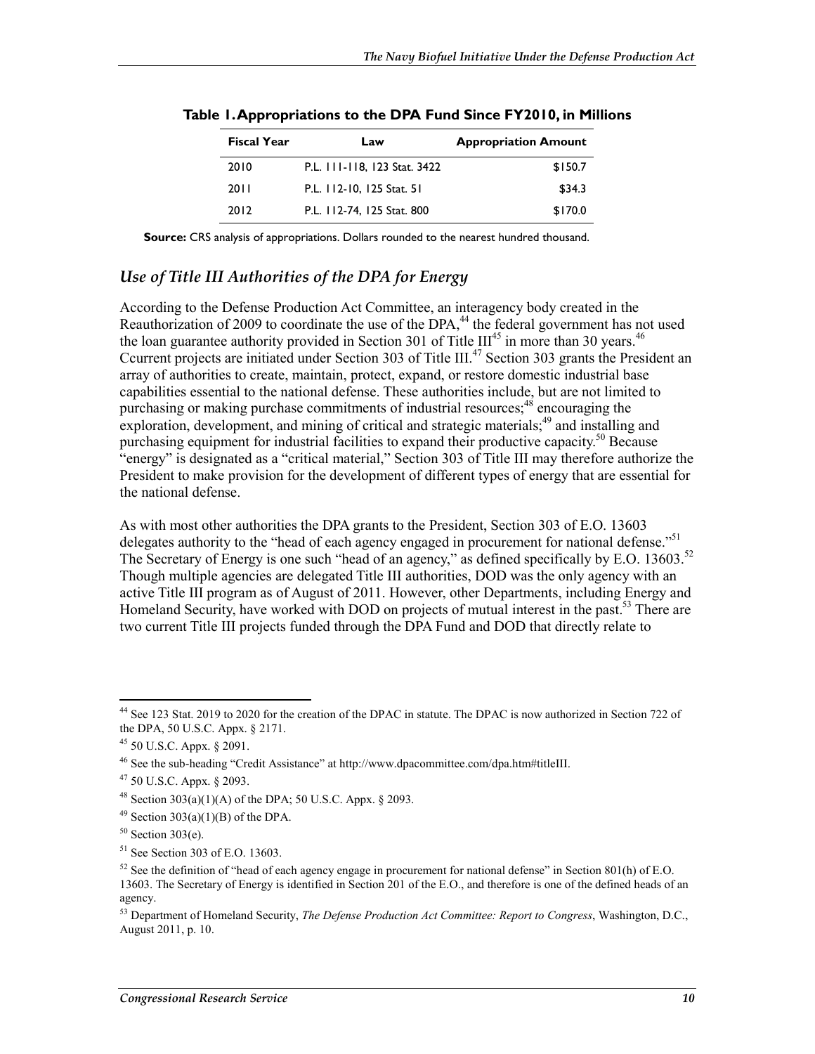**Table 1. Appropriations to the DPA Fund Since FY2010, in Millions**

| Fiscal Year | Law | Appropriation Amount |
|---|---|---|
| 2010 | P.L. 111-118, 123 Stat. 3422 | $150.7 |
| 2011 | P.L. 112-10, 125 Stat. 51 | $34.3 |
| 2012 | P.L. 112-74, 125 Stat. 800 | $170.0 |

**Source:** CRS analysis of appropriations. Dollars rounded to the nearest hundred thousand.

### *Use of Title III Authorities of the DPA for Energy*

According to the Defense Production Act Committee, an interagency body created in the Reauthorization of 2009 to coordinate the use of the DPA,[44] the federal government has not used the loan guarantee authority provided in Section 301 of Title III[45] in more than 30 years.[46] Ccurrent projects are initiated under Section 303 of Title III.[47] Section 303 grants the President an array of authorities to create, maintain, protect, expand, or restore domestic industrial base capabilities essential to the national defense. These authorities include, but are not limited to purchasing or making purchase commitments of industrial resources;[48] encouraging the exploration, development, and mining of critical and strategic materials;[49] and installing and purchasing equipment for industrial facilities to expand their productive capacity.[50] Because "energy" is designated as a "critical material," Section 303 of Title III may therefore authorize the President to make provision for the development of different types of energy that are essential for the national defense.

As with most other authorities the DPA grants to the President, Section 303 of E.O. 13603 delegates authority to the "head of each agency engaged in procurement for national defense."[51] The Secretary of Energy is one such "head of an agency," as defined specifically by E.O. 13603.[52] Though multiple agencies are delegated Title III authorities, DOD was the only agency with an active Title III program as of August of 2011. However, other Departments, including Energy and Homeland Security, have worked with DOD on projects of mutual interest in the past.[53] There are two current Title III projects funded through the DPA Fund and DOD that directly relate to

---

[44] See 123 Stat. 2019 to 2020 for the creation of the DPAC in statute. The DPAC is now authorized in Section 722 of the DPA, 50 U.S.C. Appx. § 2171.

[45] 50 U.S.C. Appx. § 2091.

[46] See the sub-heading "Credit Assistance" at http://www.dpacommittee.com/dpa.htm#titleIII.

[47] 50 U.S.C. Appx. § 2093.

[48] Section 303(a)(1)(A) of the DPA; 50 U.S.C. Appx. § 2093.

[49] Section 303(a)(1)(B) of the DPA.

[50] Section 303(e).

[51] See Section 303 of E.O. 13603.

[52] See the definition of "head of each agency engage in procurement for national defense" in Section 801(h) of E.O. 13603. The Secretary of Energy is identified in Section 201 of the E.O., and therefore is one of the defined heads of an agency.

[53] Department of Homeland Security, *The Defense Production Act Committee: Report to Congress*, Washington, D.C., August 2011, p. 10.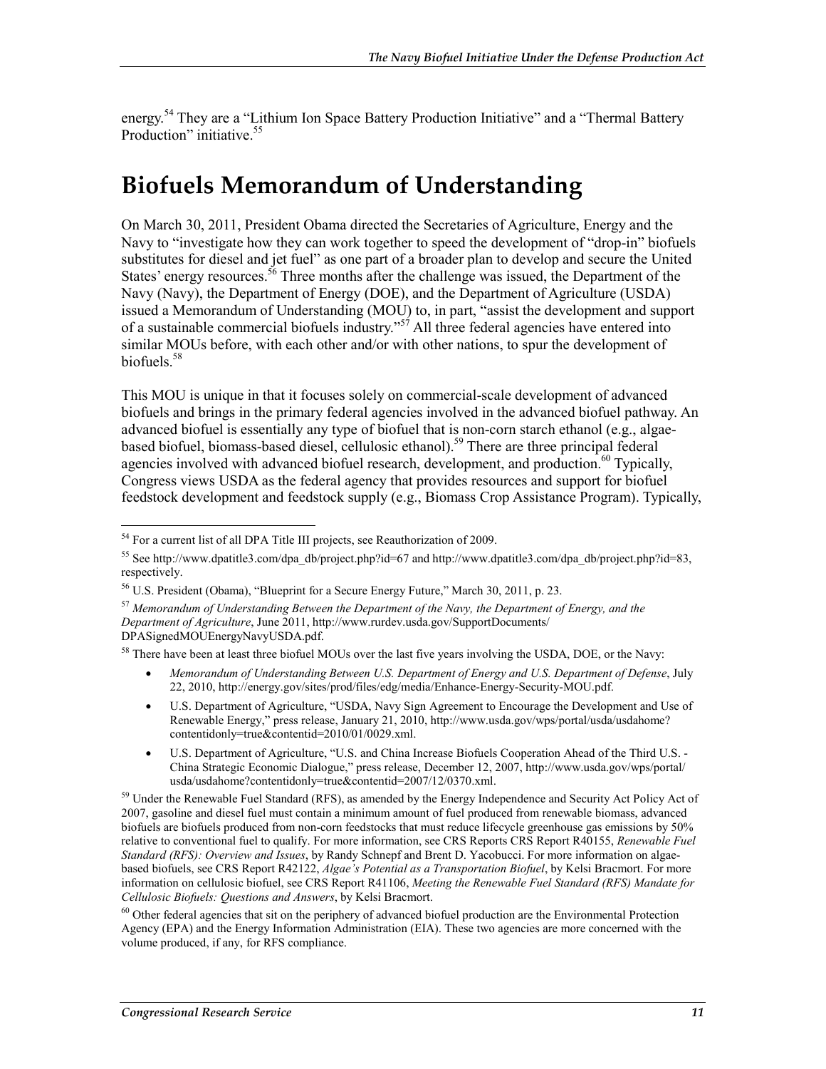energy.[54] They are a "Lithium Ion Space Battery Production Initiative" and a "Thermal Battery Production" initiative.[55]

## Biofuels Memorandum of Understanding

On March 30, 2011, President Obama directed the Secretaries of Agriculture, Energy and the Navy to "investigate how they can work together to speed the development of "drop-in" biofuels substitutes for diesel and jet fuel" as one part of a broader plan to develop and secure the United States' energy resources.[56] Three months after the challenge was issued, the Department of the Navy (Navy), the Department of Energy (DOE), and the Department of Agriculture (USDA) issued a Memorandum of Understanding (MOU) to, in part, "assist the development and support of a sustainable commercial biofuels industry."[57] All three federal agencies have entered into similar MOUs before, with each other and/or with other nations, to spur the development of biofuels.[58]

This MOU is unique in that it focuses solely on commercial-scale development of advanced biofuels and brings in the primary federal agencies involved in the advanced biofuel pathway. An advanced biofuel is essentially any type of biofuel that is non-corn starch ethanol (e.g., algae-based biofuel, biomass-based diesel, cellulosic ethanol).[59] There are three principal federal agencies involved with advanced biofuel research, development, and production.[60] Typically, Congress views USDA as the federal agency that provides resources and support for biofuel feedstock development and feedstock supply (e.g., Biomass Crop Assistance Program). Typically,

---

[54] For a current list of all DPA Title III projects, see Reauthorization of 2009.

[55] See http://www.dpatitle3.com/dpa_db/project.php?id=67 and http://www.dpatitle3.com/dpa_db/project.php?id=83, respectively.

[56] U.S. President (Obama), "Blueprint for a Secure Energy Future," March 30, 2011, p. 23.

[57] *Memorandum of Understanding Between the Department of the Navy, the Department of Energy, and the Department of Agriculture*, June 2011, http://www.rurdev.usda.gov/SupportDocuments/DPASignedMOUEnergyNavyUSDA.pdf.

[58] There have been at least three biofuel MOUs over the last five years involving the USDA, DOE, or the Navy:

- *Memorandum of Understanding Between U.S. Department of Energy and U.S. Department of Defense*, July 22, 2010, http://energy.gov/sites/prod/files/edg/media/Enhance-Energy-Security-MOU.pdf.
- U.S. Department of Agriculture, "USDA, Navy Sign Agreement to Encourage the Development and Use of Renewable Energy," press release, January 21, 2010, http://www.usda.gov/wps/portal/usda/usdahome?contentidonly=true&contentid=2010/01/0029.xml.
- U.S. Department of Agriculture, "U.S. and China Increase Biofuels Cooperation Ahead of the Third U.S. - China Strategic Economic Dialogue," press release, December 12, 2007, http://www.usda.gov/wps/portal/usda/usdahome?contentidonly=true&contentid=2007/12/0370.xml.

[59] Under the Renewable Fuel Standard (RFS), as amended by the Energy Independence and Security Act Policy Act of 2007, gasoline and diesel fuel must contain a minimum amount of fuel produced from renewable biomass, advanced biofuels are biofuels produced from non-corn feedstocks that must reduce lifecycle greenhouse gas emissions by 50% relative to conventional fuel to qualify. For more information, see CRS Reports CRS Report R40155, *Renewable Fuel Standard (RFS): Overview and Issues*, by Randy Schnepf and Brent D. Yacobucci. For more information on algae-based biofuels, see CRS Report R42122, *Algae's Potential as a Transportation Biofuel*, by Kelsi Bracmort. For more information on cellulosic biofuel, see CRS Report R41106, *Meeting the Renewable Fuel Standard (RFS) Mandate for Cellulosic Biofuels: Questions and Answers*, by Kelsi Bracmort.

[60] Other federal agencies that sit on the periphery of advanced biofuel production are the Environmental Protection Agency (EPA) and the Energy Information Administration (EIA). These two agencies are more concerned with the volume produced, if any, for RFS compliance.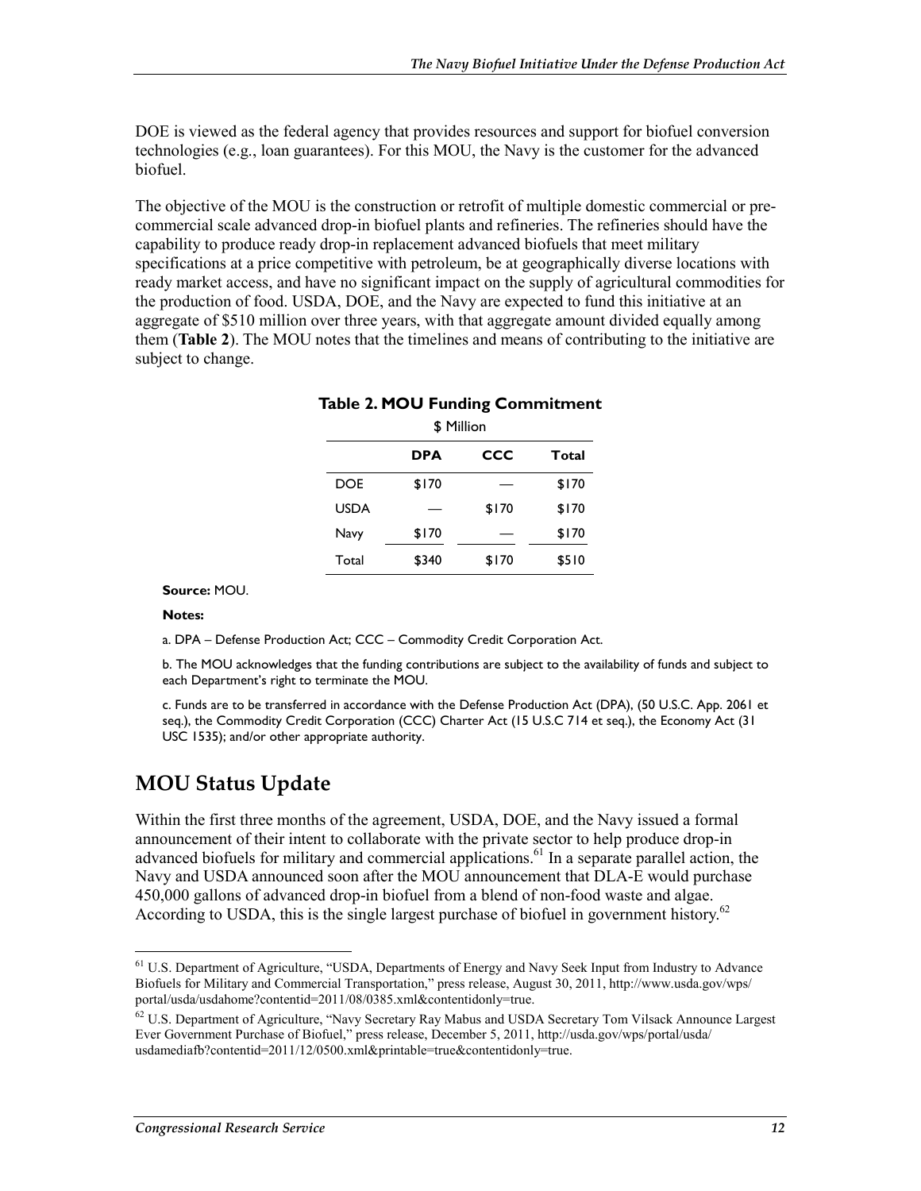DOE is viewed as the federal agency that provides resources and support for biofuel conversion technologies (e.g., loan guarantees). For this MOU, the Navy is the customer for the advanced biofuel.

The objective of the MOU is the construction or retrofit of multiple domestic commercial or pre-commercial scale advanced drop-in biofuel plants and refineries. The refineries should have the capability to produce ready drop-in replacement advanced biofuels that meet military specifications at a price competitive with petroleum, be at geographically diverse locations with ready market access, and have no significant impact on the supply of agricultural commodities for the production of food. USDA, DOE, and the Navy are expected to fund this initiative at an aggregate of $510 million over three years, with that aggregate amount divided equally among them (**Table 2**). The MOU notes that the timelines and means of contributing to the initiative are subject to change.

**Table 2. MOU Funding Commitment**

$ Million

| | DPA | CCC | Total |
|---|---|---|---|
| DOE | $170 | — | $170 |
| USDA | — | $170 | $170 |
| Navy | $170 | — | $170 |
| Total | $340 | $170 | $510 |

**Source:** MOU.

**Notes:**

a. DPA – Defense Production Act; CCC – Commodity Credit Corporation Act.

b. The MOU acknowledges that the funding contributions are subject to the availability of funds and subject to each Department's right to terminate the MOU.

c. Funds are to be transferred in accordance with the Defense Production Act (DPA), (50 U.S.C. App. 2061 et seq.), the Commodity Credit Corporation (CCC) Charter Act (15 U.S.C 714 et seq.), the Economy Act (31 USC 1535); and/or other appropriate authority.

## MOU Status Update

Within the first three months of the agreement, USDA, DOE, and the Navy issued a formal announcement of their intent to collaborate with the private sector to help produce drop-in advanced biofuels for military and commercial applications.[61] In a separate parallel action, the Navy and USDA announced soon after the MOU announcement that DLA-E would purchase 450,000 gallons of advanced drop-in biofuel from a blend of non-food waste and algae. According to USDA, this is the single largest purchase of biofuel in government history.[62]

---

[61] U.S. Department of Agriculture, "USDA, Departments of Energy and Navy Seek Input from Industry to Advance Biofuels for Military and Commercial Transportation," press release, August 30, 2011, http://www.usda.gov/wps/portal/usda/usdahome?contentid=2011/08/0385.xml&contentidonly=true.

[62] U.S. Department of Agriculture, "Navy Secretary Ray Mabus and USDA Secretary Tom Vilsack Announce Largest Ever Government Purchase of Biofuel," press release, December 5, 2011, http://usda.gov/wps/portal/usda/usdamediafb?contentid=2011/12/0500.xml&printable=true&contentidonly=true.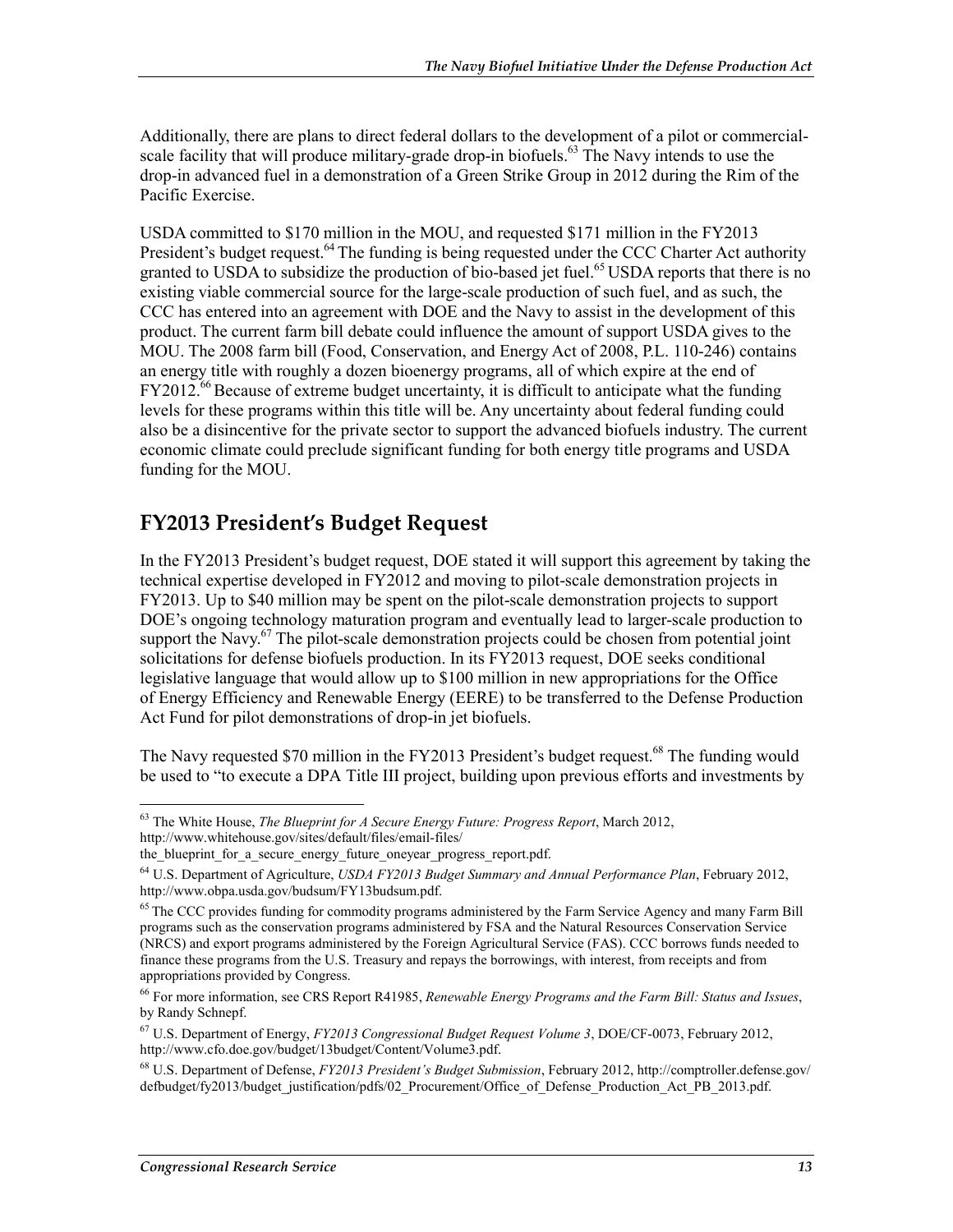Additionally, there are plans to direct federal dollars to the development of a pilot or commercial-scale facility that will produce military-grade drop-in biofuels.[63] The Navy intends to use the drop-in advanced fuel in a demonstration of a Green Strike Group in 2012 during the Rim of the Pacific Exercise.

USDA committed to $170 million in the MOU, and requested $171 million in the FY2013 President's budget request.[64] The funding is being requested under the CCC Charter Act authority granted to USDA to subsidize the production of bio-based jet fuel.[65] USDA reports that there is no existing viable commercial source for the large-scale production of such fuel, and as such, the CCC has entered into an agreement with DOE and the Navy to assist in the development of this product. The current farm bill debate could influence the amount of support USDA gives to the MOU. The 2008 farm bill (Food, Conservation, and Energy Act of 2008, P.L. 110-246) contains an energy title with roughly a dozen bioenergy programs, all of which expire at the end of FY2012.[66] Because of extreme budget uncertainty, it is difficult to anticipate what the funding levels for these programs within this title will be. Any uncertainty about federal funding could also be a disincentive for the private sector to support the advanced biofuels industry. The current economic climate could preclude significant funding for both energy title programs and USDA funding for the MOU.

## FY2013 President's Budget Request

In the FY2013 President's budget request, DOE stated it will support this agreement by taking the technical expertise developed in FY2012 and moving to pilot-scale demonstration projects in FY2013. Up to $40 million may be spent on the pilot-scale demonstration projects to support DOE's ongoing technology maturation program and eventually lead to larger-scale production to support the Navy.[67] The pilot-scale demonstration projects could be chosen from potential joint solicitations for defense biofuels production. In its FY2013 request, DOE seeks conditional legislative language that would allow up to $100 million in new appropriations for the Office of Energy Efficiency and Renewable Energy (EERE) to be transferred to the Defense Production Act Fund for pilot demonstrations of drop-in jet biofuels.

The Navy requested $70 million in the FY2013 President's budget request.[68] The funding would be used to "to execute a DPA Title III project, building upon previous efforts and investments by

---

[63] The White House, *The Blueprint for A Secure Energy Future: Progress Report*, March 2012, http://www.whitehouse.gov/sites/default/files/email-files/the_blueprint_for_a_secure_energy_future_oneyear_progress_report.pdf.

[64] U.S. Department of Agriculture, *USDA FY2013 Budget Summary and Annual Performance Plan*, February 2012, http://www.obpa.usda.gov/budsum/FY13budsum.pdf.

[65] The CCC provides funding for commodity programs administered by the Farm Service Agency and many Farm Bill programs such as the conservation programs administered by FSA and the Natural Resources Conservation Service (NRCS) and export programs administered by the Foreign Agricultural Service (FAS). CCC borrows funds needed to finance these programs from the U.S. Treasury and repays the borrowings, with interest, from receipts and from appropriations provided by Congress.

[66] For more information, see CRS Report R41985, *Renewable Energy Programs and the Farm Bill: Status and Issues*, by Randy Schnepf.

[67] U.S. Department of Energy, *FY2013 Congressional Budget Request Volume 3*, DOE/CF-0073, February 2012, http://www.cfo.doe.gov/budget/13budget/Content/Volume3.pdf.

[68] U.S. Department of Defense, *FY2013 President's Budget Submission*, February 2012, http://comptroller.defense.gov/defbudget/fy2013/budget_justification/pdfs/02_Procurement/Office_of_Defense_Production_Act_PB_2013.pdf.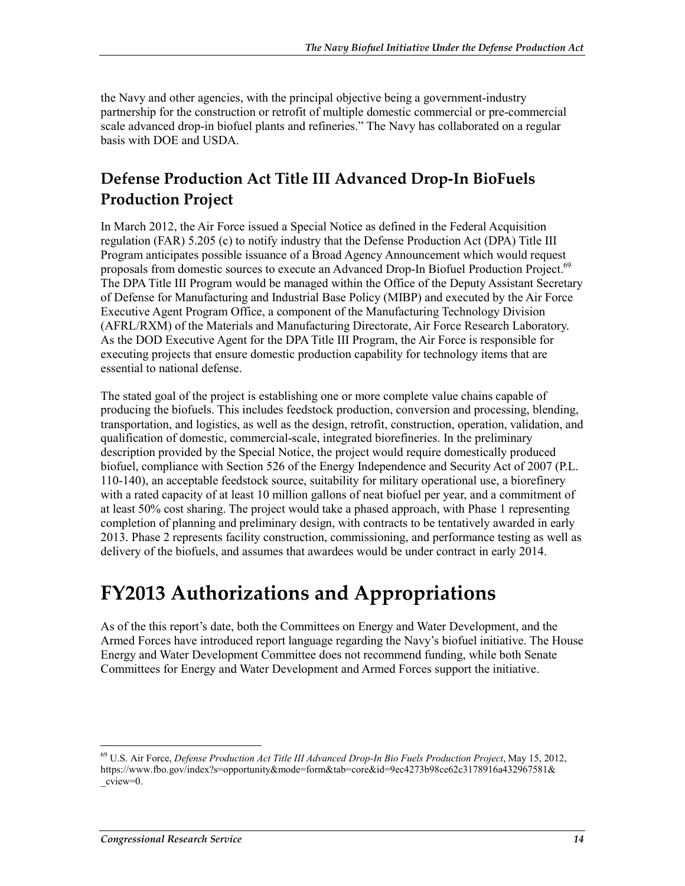the Navy and other agencies, with the principal objective being a government-industry partnership for the construction or retrofit of multiple domestic commercial or pre-commercial scale advanced drop-in biofuel plants and refineries." The Navy has collaborated on a regular basis with DOE and USDA.

## Defense Production Act Title III Advanced Drop-In BioFuels Production Project

In March 2012, the Air Force issued a Special Notice as defined in the Federal Acquisition regulation (FAR) 5.205 (c) to notify industry that the Defense Production Act (DPA) Title III Program anticipates possible issuance of a Broad Agency Announcement which would request proposals from domestic sources to execute an Advanced Drop-In Biofuel Production Project.[69] The DPA Title III Program would be managed within the Office of the Deputy Assistant Secretary of Defense for Manufacturing and Industrial Base Policy (MIBP) and executed by the Air Force Executive Agent Program Office, a component of the Manufacturing Technology Division (AFRL/RXM) of the Materials and Manufacturing Directorate, Air Force Research Laboratory. As the DOD Executive Agent for the DPA Title III Program, the Air Force is responsible for executing projects that ensure domestic production capability for technology items that are essential to national defense.

The stated goal of the project is establishing one or more complete value chains capable of producing the biofuels. This includes feedstock production, conversion and processing, blending, transportation, and logistics, as well as the design, retrofit, construction, operation, validation, and qualification of domestic, commercial-scale, integrated biorefineries. In the preliminary description provided by the Special Notice, the project would require domestically produced biofuel, compliance with Section 526 of the Energy Independence and Security Act of 2007 (P.L. 110-140), an acceptable feedstock source, suitability for military operational use, a biorefinery with a rated capacity of at least 10 million gallons of neat biofuel per year, and a commitment of at least 50% cost sharing. The project would take a phased approach, with Phase 1 representing completion of planning and preliminary design, with contracts to be tentatively awarded in early 2013. Phase 2 represents facility construction, commissioning, and performance testing as well as delivery of the biofuels, and assumes that awardees would be under contract in early 2014.

# FY2013 Authorizations and Appropriations

As of the this report's date, both the Committees on Energy and Water Development, and the Armed Forces have introduced report language regarding the Navy's biofuel initiative. The House Energy and Water Development Committee does not recommend funding, while both Senate Committees for Energy and Water Development and Armed Forces support the initiative.

---

[69] U.S. Air Force, *Defense Production Act Title III Advanced Drop-In Bio Fuels Production Project*, May 15, 2012, https://www.fbo.gov/index?s=opportunity&mode=form&tab=core&id=9ec4273b98ce62c3178916a432967581&_cview=0.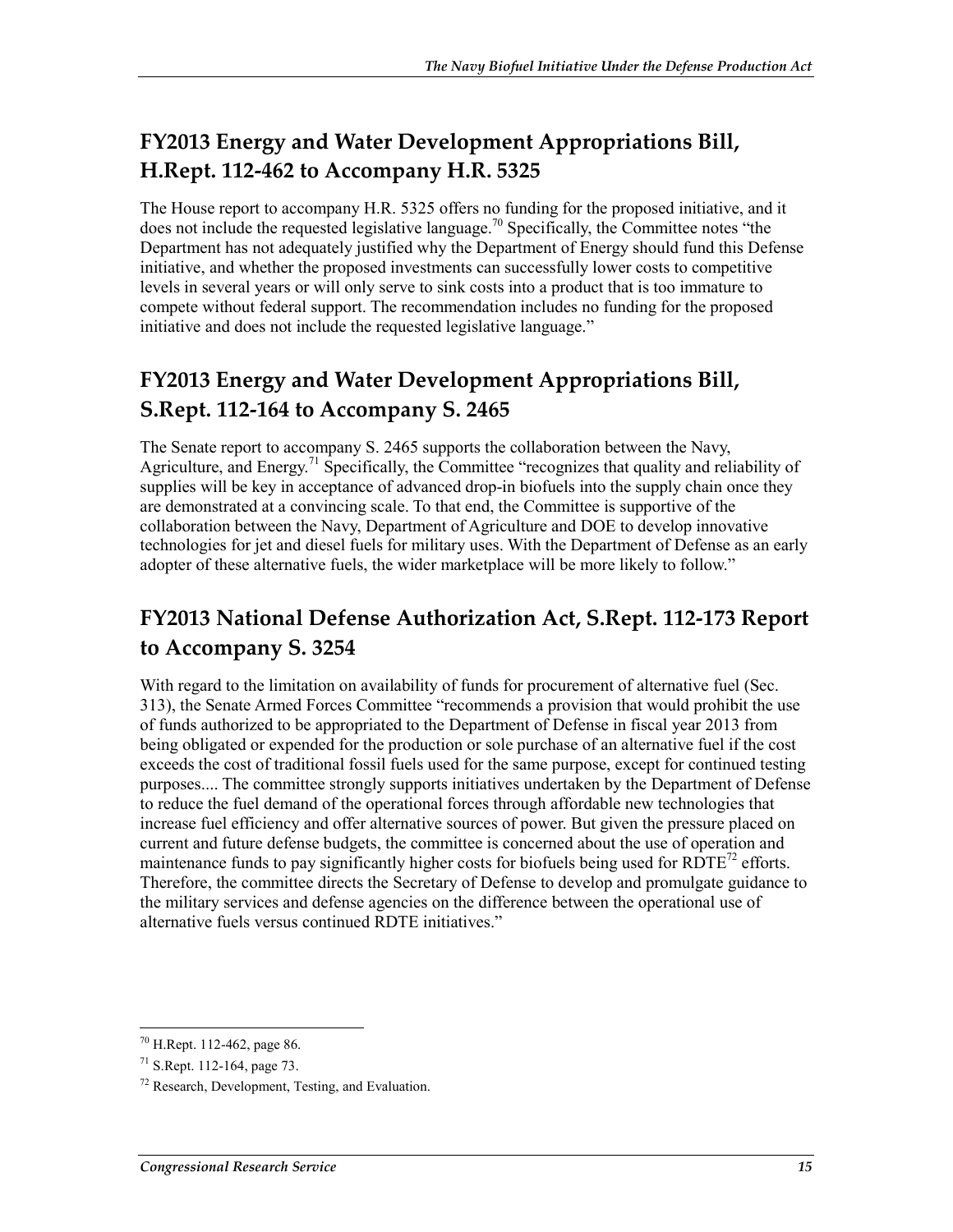## FY2013 Energy and Water Development Appropriations Bill, H.Rept. 112-462 to Accompany H.R. 5325

The House report to accompany H.R. 5325 offers no funding for the proposed initiative, and it does not include the requested legislative language.[70] Specifically, the Committee notes "the Department has not adequately justified why the Department of Energy should fund this Defense initiative, and whether the proposed investments can successfully lower costs to competitive levels in several years or will only serve to sink costs into a product that is too immature to compete without federal support. The recommendation includes no funding for the proposed initiative and does not include the requested legislative language."

## FY2013 Energy and Water Development Appropriations Bill, S.Rept. 112-164 to Accompany S. 2465

The Senate report to accompany S. 2465 supports the collaboration between the Navy, Agriculture, and Energy.[71] Specifically, the Committee "recognizes that quality and reliability of supplies will be key in acceptance of advanced drop-in biofuels into the supply chain once they are demonstrated at a convincing scale. To that end, the Committee is supportive of the collaboration between the Navy, Department of Agriculture and DOE to develop innovative technologies for jet and diesel fuels for military uses. With the Department of Defense as an early adopter of these alternative fuels, the wider marketplace will be more likely to follow."

## FY2013 National Defense Authorization Act, S.Rept. 112-173 Report to Accompany S. 3254

With regard to the limitation on availability of funds for procurement of alternative fuel (Sec. 313), the Senate Armed Forces Committee "recommends a provision that would prohibit the use of funds authorized to be appropriated to the Department of Defense in fiscal year 2013 from being obligated or expended for the production or sole purchase of an alternative fuel if the cost exceeds the cost of traditional fossil fuels used for the same purpose, except for continued testing purposes.... The committee strongly supports initiatives undertaken by the Department of Defense to reduce the fuel demand of the operational forces through affordable new technologies that increase fuel efficiency and offer alternative sources of power. But given the pressure placed on current and future defense budgets, the committee is concerned about the use of operation and maintenance funds to pay significantly higher costs for biofuels being used for RDTE[72] efforts. Therefore, the committee directs the Secretary of Defense to develop and promulgate guidance to the military services and defense agencies on the difference between the operational use of alternative fuels versus continued RDTE initiatives."

---

[70] H.Rept. 112-462, page 86.

[71] S.Rept. 112-164, page 73.

[72] Research, Development, Testing, and Evaluation.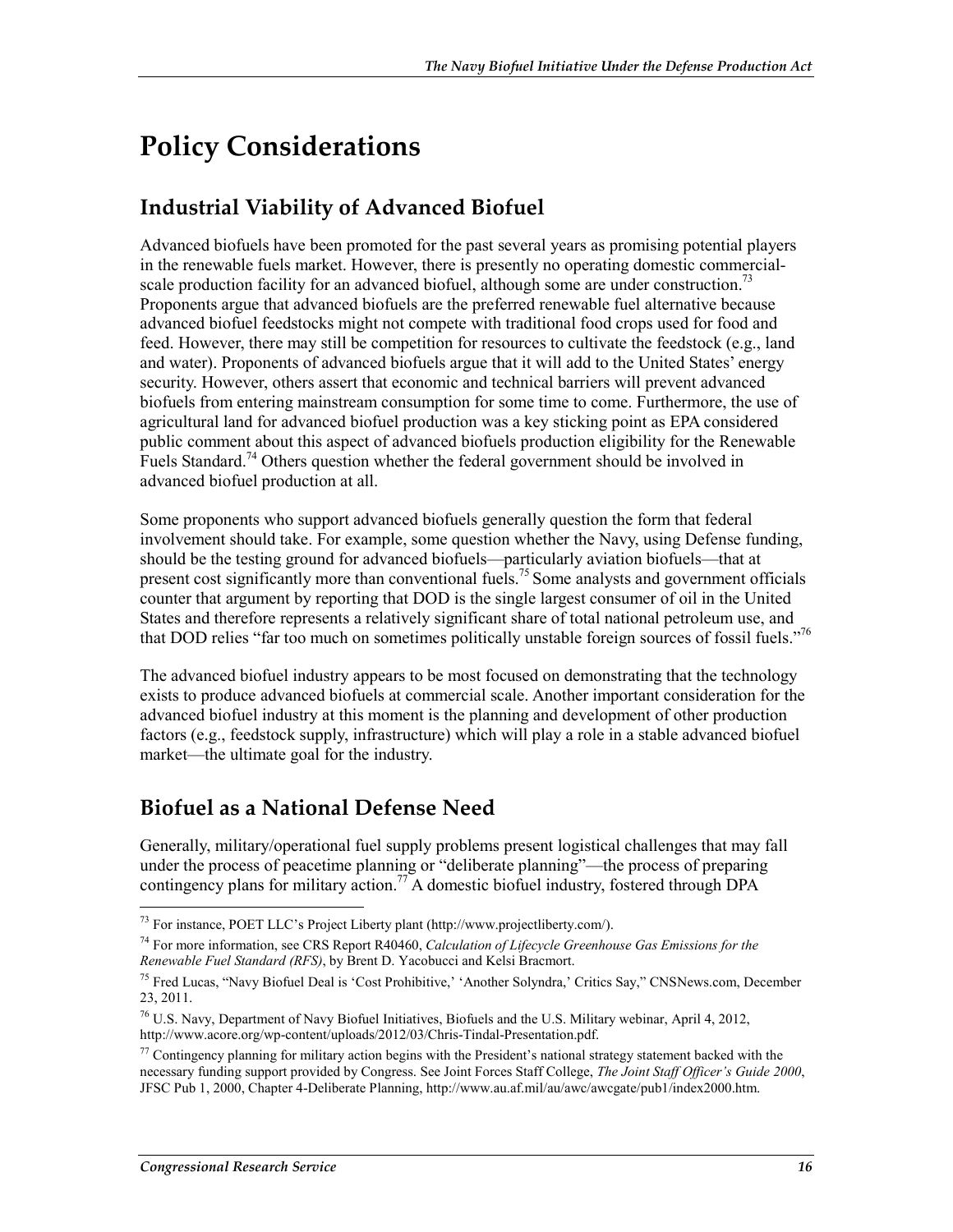# Policy Considerations

## Industrial Viability of Advanced Biofuel

Advanced biofuels have been promoted for the past several years as promising potential players in the renewable fuels market. However, there is presently no operating domestic commercial-scale production facility for an advanced biofuel, although some are under construction.[73] Proponents argue that advanced biofuels are the preferred renewable fuel alternative because advanced biofuel feedstocks might not compete with traditional food crops used for food and feed. However, there may still be competition for resources to cultivate the feedstock (e.g., land and water). Proponents of advanced biofuels argue that it will add to the United States' energy security. However, others assert that economic and technical barriers will prevent advanced biofuels from entering mainstream consumption for some time to come. Furthermore, the use of agricultural land for advanced biofuel production was a key sticking point as EPA considered public comment about this aspect of advanced biofuels production eligibility for the Renewable Fuels Standard.[74] Others question whether the federal government should be involved in advanced biofuel production at all.

Some proponents who support advanced biofuels generally question the form that federal involvement should take. For example, some question whether the Navy, using Defense funding, should be the testing ground for advanced biofuels—particularly aviation biofuels—that at present cost significantly more than conventional fuels.[75] Some analysts and government officials counter that argument by reporting that DOD is the single largest consumer of oil in the United States and therefore represents a relatively significant share of total national petroleum use, and that DOD relies "far too much on sometimes politically unstable foreign sources of fossil fuels."[76]

The advanced biofuel industry appears to be most focused on demonstrating that the technology exists to produce advanced biofuels at commercial scale. Another important consideration for the advanced biofuel industry at this moment is the planning and development of other production factors (e.g., feedstock supply, infrastructure) which will play a role in a stable advanced biofuel market—the ultimate goal for the industry.

## Biofuel as a National Defense Need

Generally, military/operational fuel supply problems present logistical challenges that may fall under the process of peacetime planning or "deliberate planning"—the process of preparing contingency plans for military action.[77] A domestic biofuel industry, fostered through DPA

---

[73] For instance, POET LLC's Project Liberty plant (http://www.projectliberty.com/).

[74] For more information, see CRS Report R40460, *Calculation of Lifecycle Greenhouse Gas Emissions for the Renewable Fuel Standard (RFS)*, by Brent D. Yacobucci and Kelsi Bracmort.

[75] Fred Lucas, "Navy Biofuel Deal is 'Cost Prohibitive,' 'Another Solyndra,' Critics Say," CNSNews.com, December 23, 2011.

[76] U.S. Navy, Department of Navy Biofuel Initiatives, Biofuels and the U.S. Military webinar, April 4, 2012, http://www.acore.org/wp-content/uploads/2012/03/Chris-Tindal-Presentation.pdf.

[77] Contingency planning for military action begins with the President's national strategy statement backed with the necessary funding support provided by Congress. See Joint Forces Staff College, *The Joint Staff Officer's Guide 2000*, JFSC Pub 1, 2000, Chapter 4-Deliberate Planning, http://www.au.af.mil/au/awc/awcgate/pub1/index2000.htm.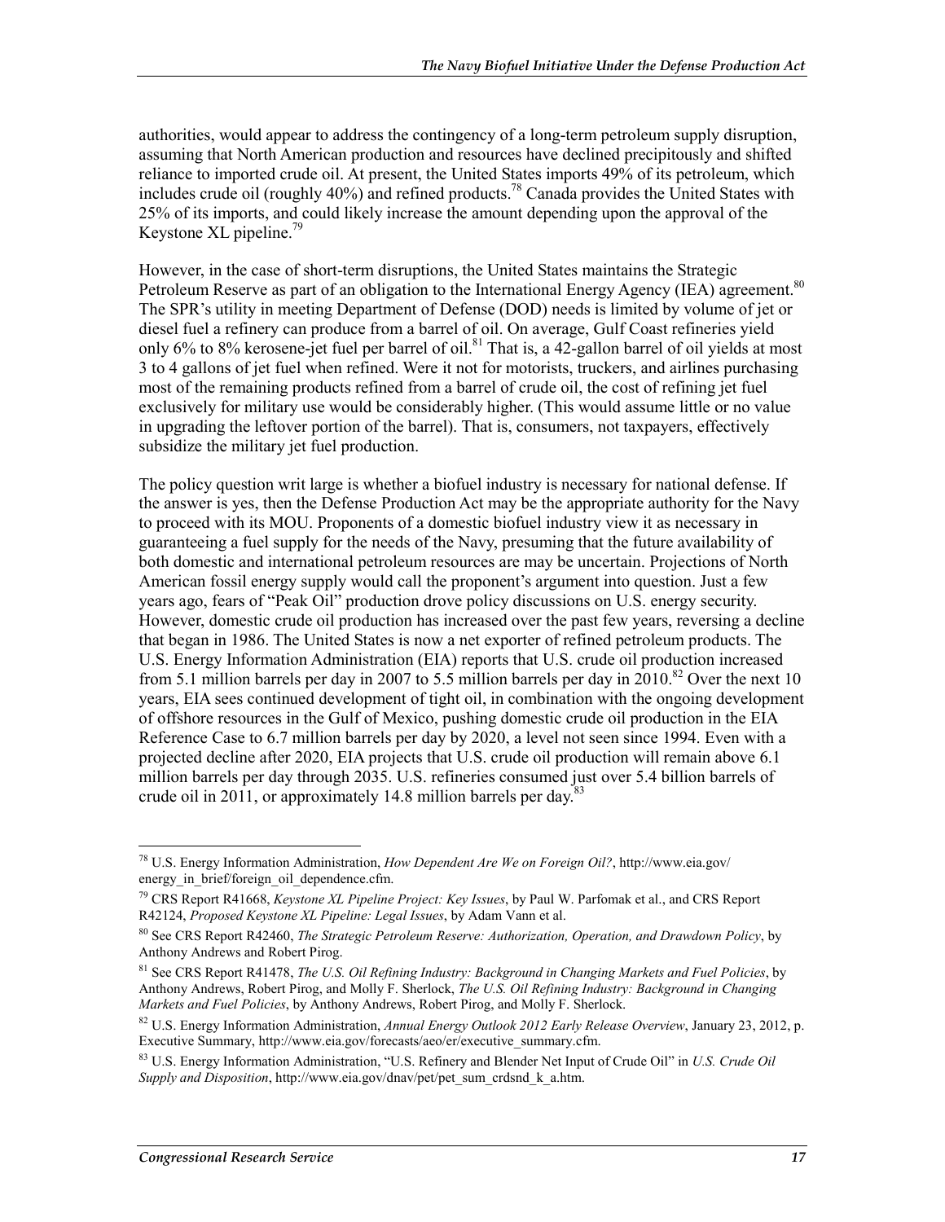authorities, would appear to address the contingency of a long-term petroleum supply disruption, assuming that North American production and resources have declined precipitously and shifted reliance to imported crude oil. At present, the United States imports 49% of its petroleum, which includes crude oil (roughly 40%) and refined products.[78] Canada provides the United States with 25% of its imports, and could likely increase the amount depending upon the approval of the Keystone XL pipeline.[79]

However, in the case of short-term disruptions, the United States maintains the Strategic Petroleum Reserve as part of an obligation to the International Energy Agency (IEA) agreement.[80] The SPR's utility in meeting Department of Defense (DOD) needs is limited by volume of jet or diesel fuel a refinery can produce from a barrel of oil. On average, Gulf Coast refineries yield only 6% to 8% kerosene-jet fuel per barrel of oil.[81] That is, a 42-gallon barrel of oil yields at most 3 to 4 gallons of jet fuel when refined. Were it not for motorists, truckers, and airlines purchasing most of the remaining products refined from a barrel of crude oil, the cost of refining jet fuel exclusively for military use would be considerably higher. (This would assume little or no value in upgrading the leftover portion of the barrel). That is, consumers, not taxpayers, effectively subsidize the military jet fuel production.

The policy question writ large is whether a biofuel industry is necessary for national defense. If the answer is yes, then the Defense Production Act may be the appropriate authority for the Navy to proceed with its MOU. Proponents of a domestic biofuel industry view it as necessary in guaranteeing a fuel supply for the needs of the Navy, presuming that the future availability of both domestic and international petroleum resources are may be uncertain. Projections of North American fossil energy supply would call the proponent's argument into question. Just a few years ago, fears of "Peak Oil" production drove policy discussions on U.S. energy security. However, domestic crude oil production has increased over the past few years, reversing a decline that began in 1986. The United States is now a net exporter of refined petroleum products. The U.S. Energy Information Administration (EIA) reports that U.S. crude oil production increased from 5.1 million barrels per day in 2007 to 5.5 million barrels per day in 2010.[82] Over the next 10 years, EIA sees continued development of tight oil, in combination with the ongoing development of offshore resources in the Gulf of Mexico, pushing domestic crude oil production in the EIA Reference Case to 6.7 million barrels per day by 2020, a level not seen since 1994. Even with a projected decline after 2020, EIA projects that U.S. crude oil production will remain above 6.1 million barrels per day through 2035. U.S. refineries consumed just over 5.4 billion barrels of crude oil in 2011, or approximately 14.8 million barrels per day.[83]

---

[78] U.S. Energy Information Administration, *How Dependent Are We on Foreign Oil?*, http://www.eia.gov/energy_in_brief/foreign_oil_dependence.cfm.

[79] CRS Report R41668, *Keystone XL Pipeline Project: Key Issues*, by Paul W. Parfomak et al., and CRS Report R42124, *Proposed Keystone XL Pipeline: Legal Issues*, by Adam Vann et al.

[80] See CRS Report R42460, *The Strategic Petroleum Reserve: Authorization, Operation, and Drawdown Policy*, by Anthony Andrews and Robert Pirog.

[81] See CRS Report R41478, *The U.S. Oil Refining Industry: Background in Changing Markets and Fuel Policies*, by Anthony Andrews, Robert Pirog, and Molly F. Sherlock, *The U.S. Oil Refining Industry: Background in Changing Markets and Fuel Policies*, by Anthony Andrews, Robert Pirog, and Molly F. Sherlock.

[82] U.S. Energy Information Administration, *Annual Energy Outlook 2012 Early Release Overview*, January 23, 2012, p. Executive Summary, http://www.eia.gov/forecasts/aeo/er/executive_summary.cfm.

[83] U.S. Energy Information Administration, "U.S. Refinery and Blender Net Input of Crude Oil" in *U.S. Crude Oil Supply and Disposition*, http://www.eia.gov/dnav/pet/pet_sum_crdsnd_k_a.htm.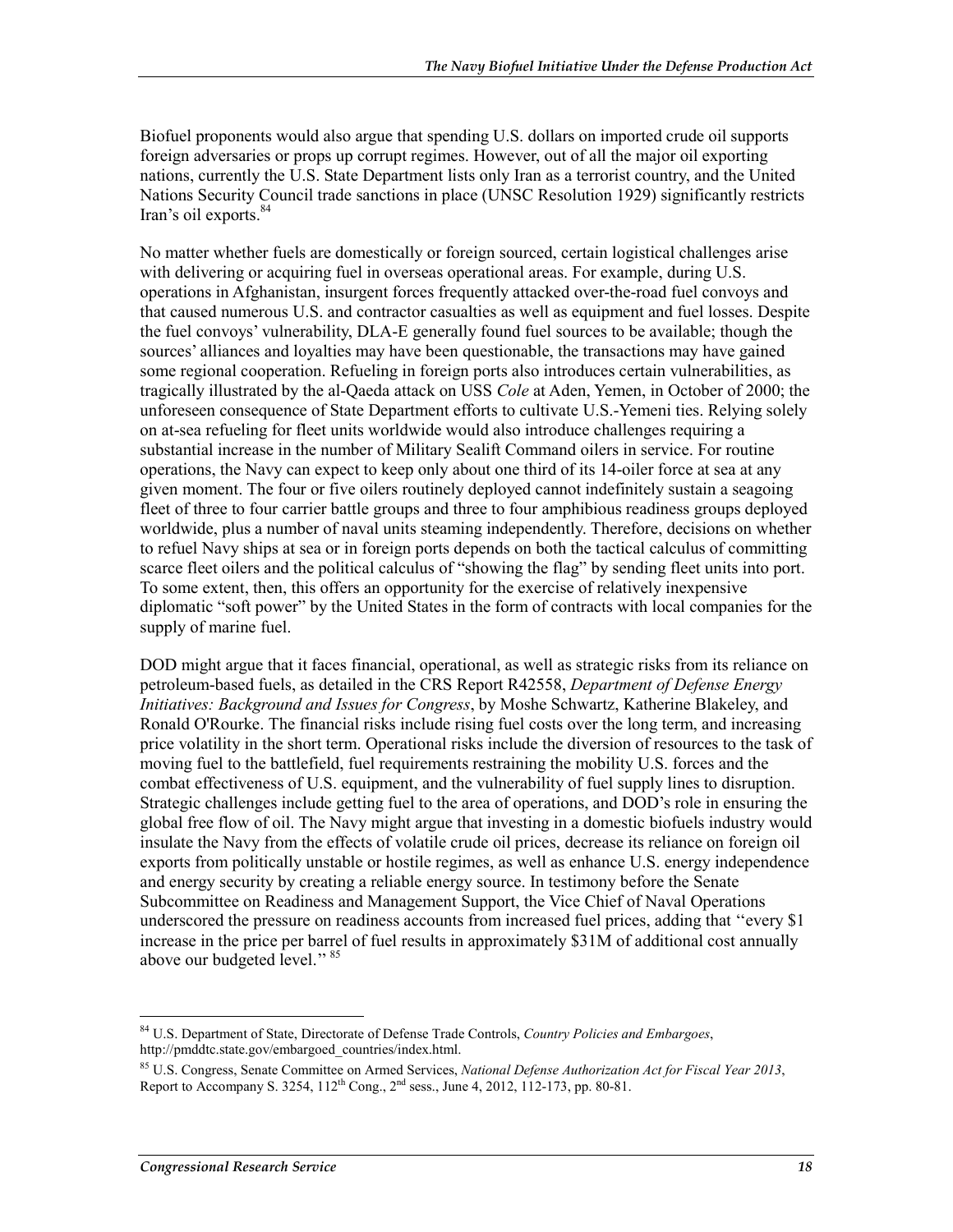Biofuel proponents would also argue that spending U.S. dollars on imported crude oil supports foreign adversaries or props up corrupt regimes. However, out of all the major oil exporting nations, currently the U.S. State Department lists only Iran as a terrorist country, and the United Nations Security Council trade sanctions in place (UNSC Resolution 1929) significantly restricts Iran's oil exports.[84]

No matter whether fuels are domestically or foreign sourced, certain logistical challenges arise with delivering or acquiring fuel in overseas operational areas. For example, during U.S. operations in Afghanistan, insurgent forces frequently attacked over-the-road fuel convoys and that caused numerous U.S. and contractor casualties as well as equipment and fuel losses. Despite the fuel convoys' vulnerability, DLA-E generally found fuel sources to be available; though the sources' alliances and loyalties may have been questionable, the transactions may have gained some regional cooperation. Refueling in foreign ports also introduces certain vulnerabilities, as tragically illustrated by the al-Qaeda attack on USS *Cole* at Aden, Yemen, in October of 2000; the unforeseen consequence of State Department efforts to cultivate U.S.-Yemeni ties. Relying solely on at-sea refueling for fleet units worldwide would also introduce challenges requiring a substantial increase in the number of Military Sealift Command oilers in service. For routine operations, the Navy can expect to keep only about one third of its 14-oiler force at sea at any given moment. The four or five oilers routinely deployed cannot indefinitely sustain a seagoing fleet of three to four carrier battle groups and three to four amphibious readiness groups deployed worldwide, plus a number of naval units steaming independently. Therefore, decisions on whether to refuel Navy ships at sea or in foreign ports depends on both the tactical calculus of committing scarce fleet oilers and the political calculus of "showing the flag" by sending fleet units into port. To some extent, then, this offers an opportunity for the exercise of relatively inexpensive diplomatic "soft power" by the United States in the form of contracts with local companies for the supply of marine fuel.

DOD might argue that it faces financial, operational, as well as strategic risks from its reliance on petroleum-based fuels, as detailed in the CRS Report R42558, *Department of Defense Energy Initiatives: Background and Issues for Congress*, by Moshe Schwartz, Katherine Blakeley, and Ronald O'Rourke. The financial risks include rising fuel costs over the long term, and increasing price volatility in the short term. Operational risks include the diversion of resources to the task of moving fuel to the battlefield, fuel requirements restraining the mobility U.S. forces and the combat effectiveness of U.S. equipment, and the vulnerability of fuel supply lines to disruption. Strategic challenges include getting fuel to the area of operations, and DOD's role in ensuring the global free flow of oil. The Navy might argue that investing in a domestic biofuels industry would insulate the Navy from the effects of volatile crude oil prices, decrease its reliance on foreign oil exports from politically unstable or hostile regimes, as well as enhance U.S. energy independence and energy security by creating a reliable energy source. In testimony before the Senate Subcommittee on Readiness and Management Support, the Vice Chief of Naval Operations underscored the pressure on readiness accounts from increased fuel prices, adding that "every $1 increase in the price per barrel of fuel results in approximately $31M of additional cost annually above our budgeted level." [85]

---

[84] U.S. Department of State, Directorate of Defense Trade Controls, *Country Policies and Embargoes*, http://pmddtc.state.gov/embargoed_countries/index.html.

[85] U.S. Congress, Senate Committee on Armed Services, *National Defense Authorization Act for Fiscal Year 2013*, Report to Accompany S. 3254, 112th Cong., 2nd sess., June 4, 2012, 112-173, pp. 80-81.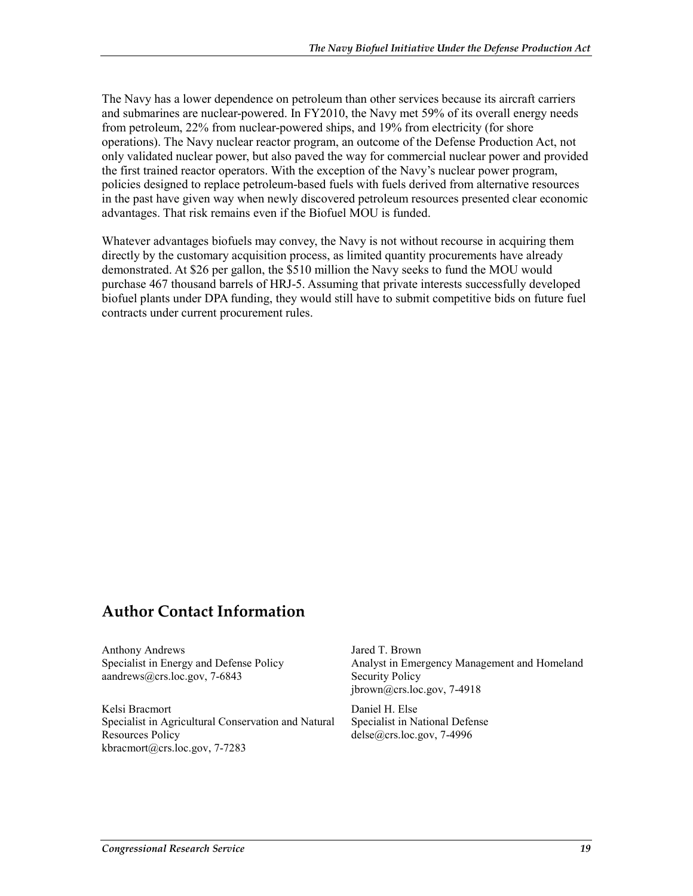The Navy has a lower dependence on petroleum than other services because its aircraft carriers and submarines are nuclear-powered. In FY2010, the Navy met 59% of its overall energy needs from petroleum, 22% from nuclear-powered ships, and 19% from electricity (for shore operations). The Navy nuclear reactor program, an outcome of the Defense Production Act, not only validated nuclear power, but also paved the way for commercial nuclear power and provided the first trained reactor operators. With the exception of the Navy's nuclear power program, policies designed to replace petroleum-based fuels with fuels derived from alternative resources in the past have given way when newly discovered petroleum resources presented clear economic advantages. That risk remains even if the Biofuel MOU is funded.

Whatever advantages biofuels may convey, the Navy is not without recourse in acquiring them directly by the customary acquisition process, as limited quantity procurements have already demonstrated. At $26 per gallon, the $510 million the Navy seeks to fund the MOU would purchase 467 thousand barrels of HRJ-5. Assuming that private interests successfully developed biofuel plants under DPA funding, they would still have to submit competitive bids on future fuel contracts under current procurement rules.

## Author Contact Information

Anthony Andrews
Specialist in Energy and Defense Policy
aandrews@crs.loc.gov, 7-6843

Jared T. Brown
Analyst in Emergency Management and Homeland Security Policy
jbrown@crs.loc.gov, 7-4918

Kelsi Bracmort
Specialist in Agricultural Conservation and Natural Resources Policy
kbracmort@crs.loc.gov, 7-7283

Daniel H. Else
Specialist in National Defense
delse@crs.loc.gov, 7-4996